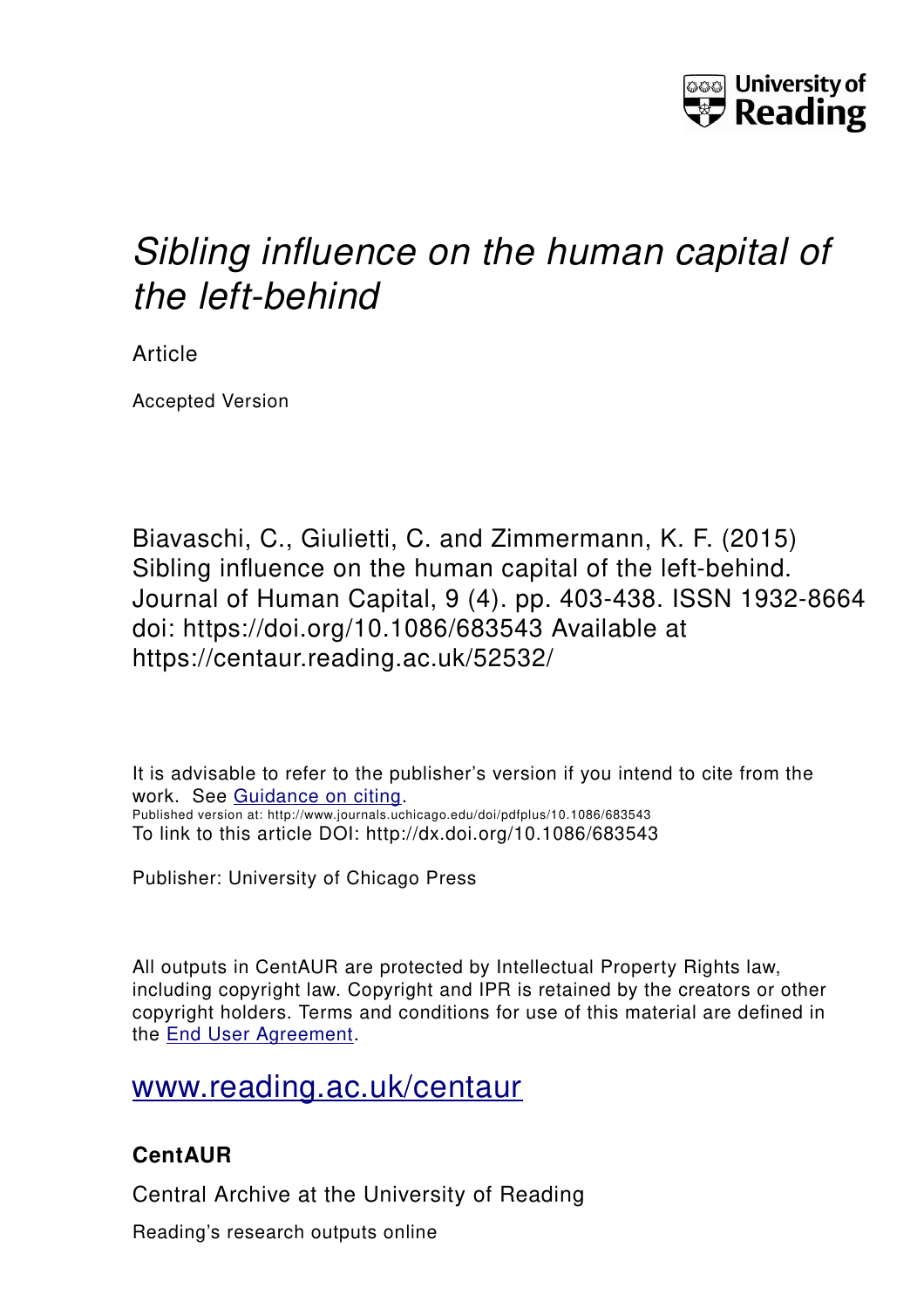University of Reading

# *Sibling influence on the human capital of the left-behind*

Article

Accepted Version

Biavaschi, C., Giulietti, C. and Zimmermann, K. F. (2015) Sibling influence on the human capital of the left-behind. Journal of Human Capital, 9 (4). pp. 403-438. ISSN 1932-8664 doi: https://doi.org/10.1086/683543 Available at https://centaur.reading.ac.uk/52532/

It is advisable to refer to the publisher's version if you intend to cite from the work. See Guidance on citing.
Published version at: http://www.journals.uchicago.edu/doi/pdfplus/10.1086/683543
To link to this article DOI: http://dx.doi.org/10.1086/683543

Publisher: University of Chicago Press

All outputs in CentAUR are protected by Intellectual Property Rights law, including copyright law. Copyright and IPR is retained by the creators or other copyright holders. Terms and conditions for use of this material are defined in the End User Agreement.

www.reading.ac.uk/centaur

## CentAUR

Central Archive at the University of Reading

Reading's research outputs online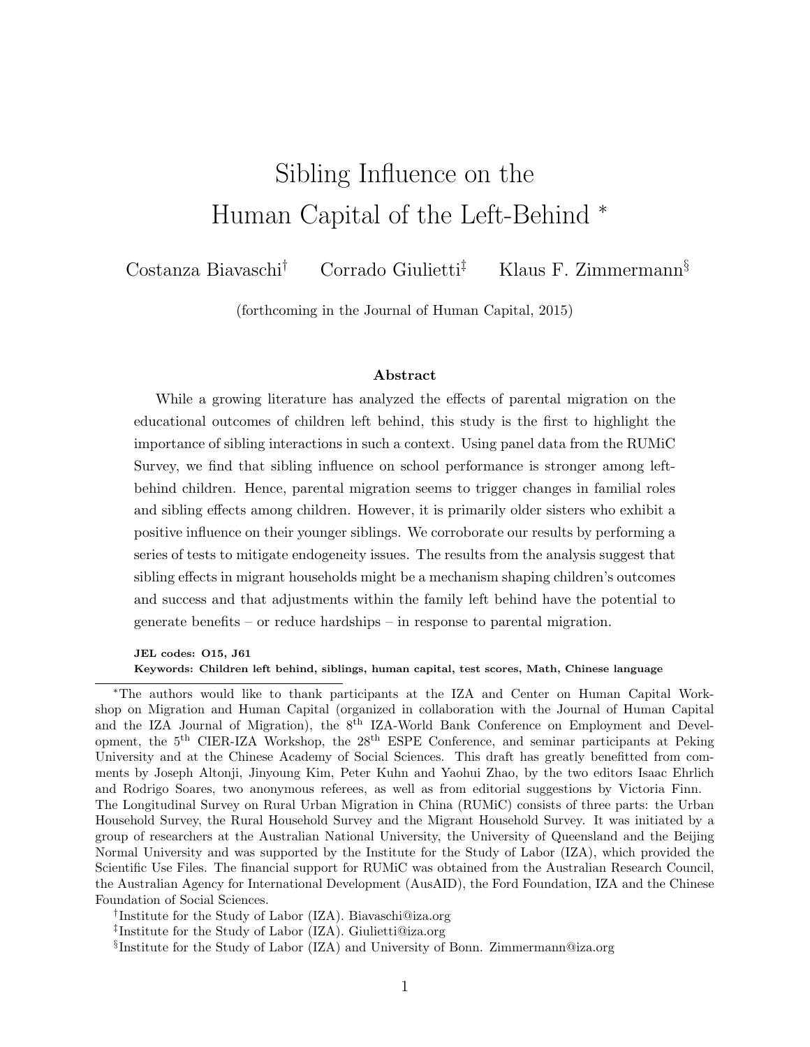# Sibling Influence on the Human Capital of the Left-Behind [*]

Costanza Biavaschi[†] Corrado Giulietti[‡] Klaus F. Zimmermann[§]

(forthcoming in the Journal of Human Capital, 2015)

### Abstract

While a growing literature has analyzed the effects of parental migration on the educational outcomes of children left behind, this study is the first to highlight the importance of sibling interactions in such a context. Using panel data from the RUMiC Survey, we find that sibling influence on school performance is stronger among left-behind children. Hence, parental migration seems to trigger changes in familial roles and sibling effects among children. However, it is primarily older sisters who exhibit a positive influence on their younger siblings. We corroborate our results by performing a series of tests to mitigate endogeneity issues. The results from the analysis suggest that sibling effects in migrant households might be a mechanism shaping children's outcomes and success and that adjustments within the family left behind have the potential to generate benefits – or reduce hardships – in response to parental migration.

**JEL codes: O15, J61**

**Keywords: Children left behind, siblings, human capital, test scores, Math, Chinese language**

---

[*] The authors would like to thank participants at the IZA and Center on Human Capital Workshop on Migration and Human Capital (organized in collaboration with the Journal of Human Capital and the IZA Journal of Migration), the 8[th] IZA-World Bank Conference on Employment and Development, the 5[th] CIER-IZA Workshop, the 28[th] ESPE Conference, and seminar participants at Peking University and at the Chinese Academy of Social Sciences. This draft has greatly benefitted from comments by Joseph Altonji, Jinyoung Kim, Peter Kuhn and Yaohui Zhao, by the two editors Isaac Ehrlich and Rodrigo Soares, two anonymous referees, as well as from editorial suggestions by Victoria Finn. The Longitudinal Survey on Rural Urban Migration in China (RUMiC) consists of three parts: the Urban Household Survey, the Rural Household Survey and the Migrant Household Survey. It was initiated by a group of researchers at the Australian National University, the University of Queensland and the Beijing Normal University and was supported by the Institute for the Study of Labor (IZA), which provided the Scientific Use Files. The financial support for RUMiC was obtained from the Australian Research Council, the Australian Agency for International Development (AusAID), the Ford Foundation, IZA and the Chinese Foundation of Social Sciences.

[†] Institute for the Study of Labor (IZA). Biavaschi@iza.org

[‡] Institute for the Study of Labor (IZA). Giulietti@iza.org

[§] Institute for the Study of Labor (IZA) and University of Bonn. Zimmermann@iza.org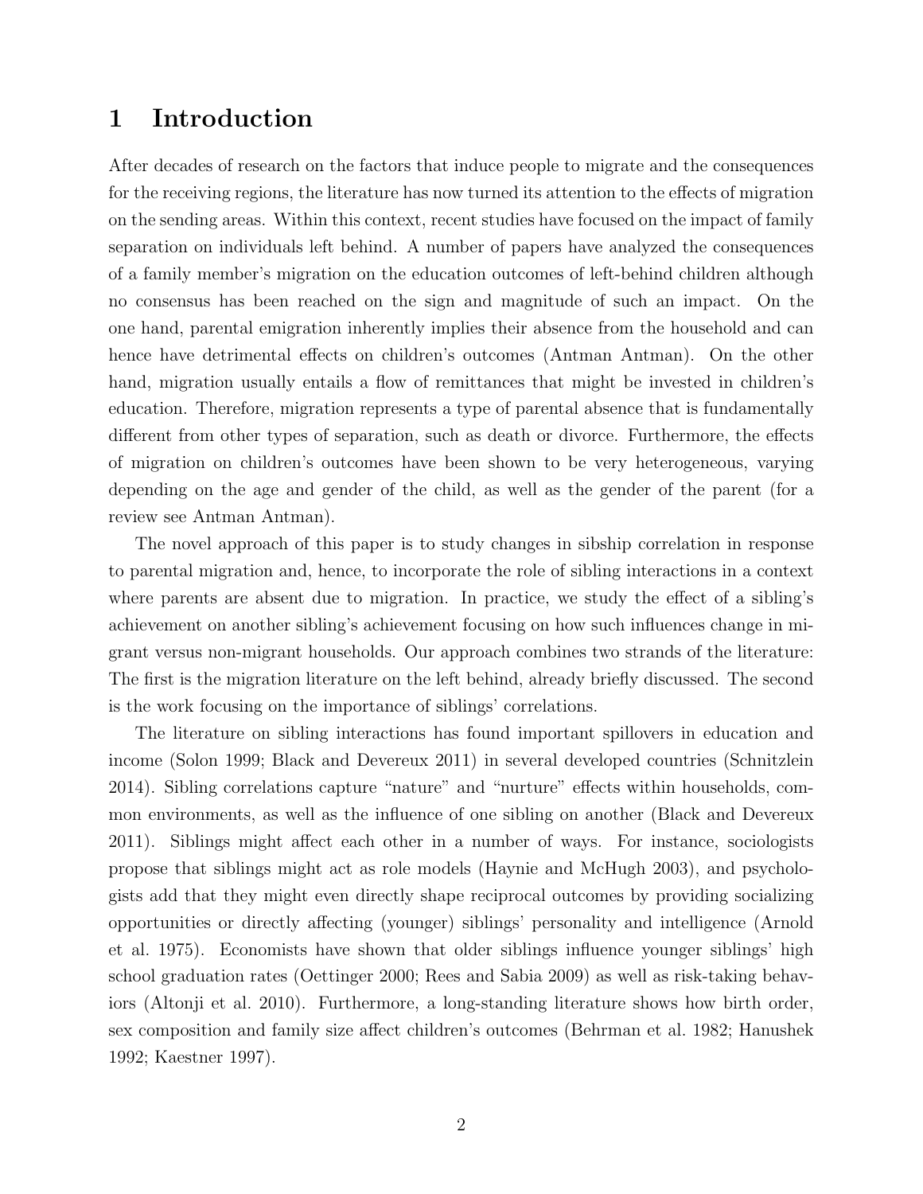# 1 Introduction

After decades of research on the factors that induce people to migrate and the consequences for the receiving regions, the literature has now turned its attention to the effects of migration on the sending areas. Within this context, recent studies have focused on the impact of family separation on individuals left behind. A number of papers have analyzed the consequences of a family member's migration on the education outcomes of left-behind children although no consensus has been reached on the sign and magnitude of such an impact. On the one hand, parental emigration inherently implies their absence from the household and can hence have detrimental effects on children's outcomes (Antman Antman). On the other hand, migration usually entails a flow of remittances that might be invested in children's education. Therefore, migration represents a type of parental absence that is fundamentally different from other types of separation, such as death or divorce. Furthermore, the effects of migration on children's outcomes have been shown to be very heterogeneous, varying depending on the age and gender of the child, as well as the gender of the parent (for a review see Antman Antman).

The novel approach of this paper is to study changes in sibship correlation in response to parental migration and, hence, to incorporate the role of sibling interactions in a context where parents are absent due to migration. In practice, we study the effect of a sibling's achievement on another sibling's achievement focusing on how such influences change in migrant versus non-migrant households. Our approach combines two strands of the literature: The first is the migration literature on the left behind, already briefly discussed. The second is the work focusing on the importance of siblings' correlations.

The literature on sibling interactions has found important spillovers in education and income (Solon 1999; Black and Devereux 2011) in several developed countries (Schnitzlein 2014). Sibling correlations capture "nature" and "nurture" effects within households, common environments, as well as the influence of one sibling on another (Black and Devereux 2011). Siblings might affect each other in a number of ways. For instance, sociologists propose that siblings might act as role models (Haynie and McHugh 2003), and psychologists add that they might even directly shape reciprocal outcomes by providing socializing opportunities or directly affecting (younger) siblings' personality and intelligence (Arnold et al. 1975). Economists have shown that older siblings influence younger siblings' high school graduation rates (Oettinger 2000; Rees and Sabia 2009) as well as risk-taking behaviors (Altonji et al. 2010). Furthermore, a long-standing literature shows how birth order, sex composition and family size affect children's outcomes (Behrman et al. 1982; Hanushek 1992; Kaestner 1997).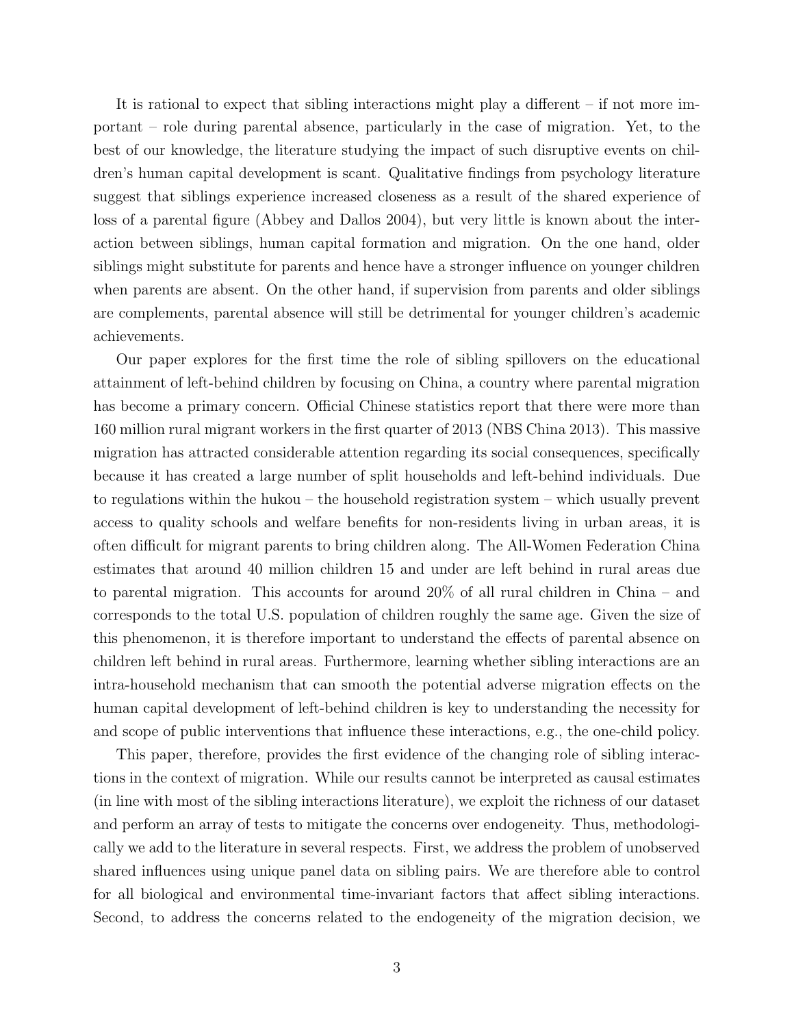It is rational to expect that sibling interactions might play a different – if not more important – role during parental absence, particularly in the case of migration. Yet, to the best of our knowledge, the literature studying the impact of such disruptive events on children's human capital development is scant. Qualitative findings from psychology literature suggest that siblings experience increased closeness as a result of the shared experience of loss of a parental figure (Abbey and Dallos 2004), but very little is known about the interaction between siblings, human capital formation and migration. On the one hand, older siblings might substitute for parents and hence have a stronger influence on younger children when parents are absent. On the other hand, if supervision from parents and older siblings are complements, parental absence will still be detrimental for younger children's academic achievements.

Our paper explores for the first time the role of sibling spillovers on the educational attainment of left-behind children by focusing on China, a country where parental migration has become a primary concern. Official Chinese statistics report that there were more than 160 million rural migrant workers in the first quarter of 2013 (NBS China 2013). This massive migration has attracted considerable attention regarding its social consequences, specifically because it has created a large number of split households and left-behind individuals. Due to regulations within the hukou – the household registration system – which usually prevent access to quality schools and welfare benefits for non-residents living in urban areas, it is often difficult for migrant parents to bring children along. The All-Women Federation China estimates that around 40 million children 15 and under are left behind in rural areas due to parental migration. This accounts for around 20% of all rural children in China – and corresponds to the total U.S. population of children roughly the same age. Given the size of this phenomenon, it is therefore important to understand the effects of parental absence on children left behind in rural areas. Furthermore, learning whether sibling interactions are an intra-household mechanism that can smooth the potential adverse migration effects on the human capital development of left-behind children is key to understanding the necessity for and scope of public interventions that influence these interactions, e.g., the one-child policy.

This paper, therefore, provides the first evidence of the changing role of sibling interactions in the context of migration. While our results cannot be interpreted as causal estimates (in line with most of the sibling interactions literature), we exploit the richness of our dataset and perform an array of tests to mitigate the concerns over endogeneity. Thus, methodologically we add to the literature in several respects. First, we address the problem of unobserved shared influences using unique panel data on sibling pairs. We are therefore able to control for all biological and environmental time-invariant factors that affect sibling interactions. Second, to address the concerns related to the endogeneity of the migration decision, we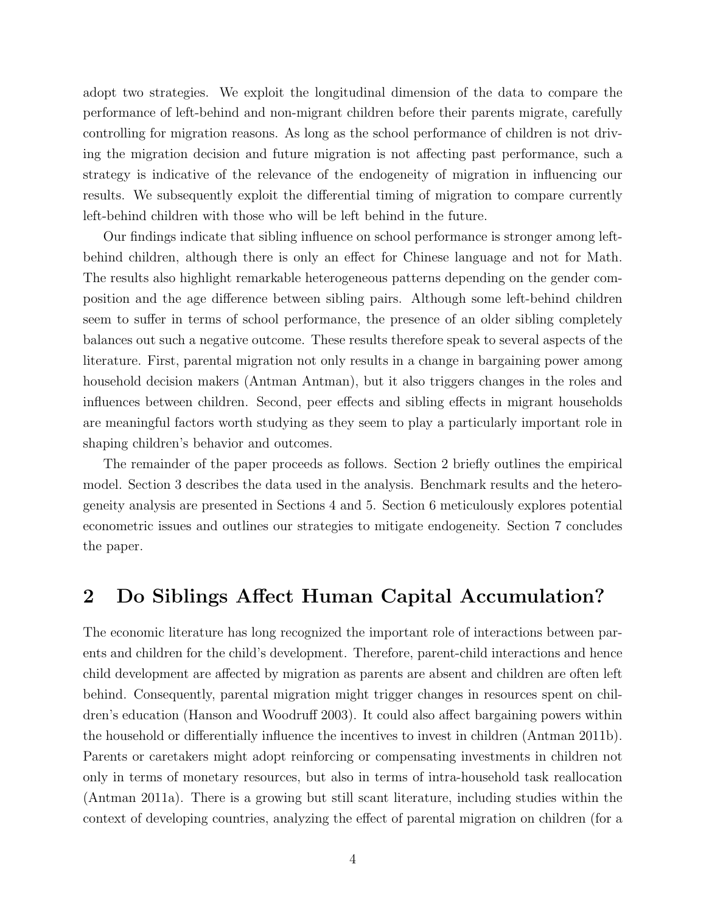adopt two strategies. We exploit the longitudinal dimension of the data to compare the performance of left-behind and non-migrant children before their parents migrate, carefully controlling for migration reasons. As long as the school performance of children is not driving the migration decision and future migration is not affecting past performance, such a strategy is indicative of the relevance of the endogeneity of migration in influencing our results. We subsequently exploit the differential timing of migration to compare currently left-behind children with those who will be left behind in the future.

Our findings indicate that sibling influence on school performance is stronger among left-behind children, although there is only an effect for Chinese language and not for Math. The results also highlight remarkable heterogeneous patterns depending on the gender composition and the age difference between sibling pairs. Although some left-behind children seem to suffer in terms of school performance, the presence of an older sibling completely balances out such a negative outcome. These results therefore speak to several aspects of the literature. First, parental migration not only results in a change in bargaining power among household decision makers (Antman Antman), but it also triggers changes in the roles and influences between children. Second, peer effects and sibling effects in migrant households are meaningful factors worth studying as they seem to play a particularly important role in shaping children's behavior and outcomes.

The remainder of the paper proceeds as follows. Section 2 briefly outlines the empirical model. Section 3 describes the data used in the analysis. Benchmark results and the heterogeneity analysis are presented in Sections 4 and 5. Section 6 meticulously explores potential econometric issues and outlines our strategies to mitigate endogeneity. Section 7 concludes the paper.

## 2 Do Siblings Affect Human Capital Accumulation?

The economic literature has long recognized the important role of interactions between parents and children for the child's development. Therefore, parent-child interactions and hence child development are affected by migration as parents are absent and children are often left behind. Consequently, parental migration might trigger changes in resources spent on children's education (Hanson and Woodruff 2003). It could also affect bargaining powers within the household or differentially influence the incentives to invest in children (Antman 2011b). Parents or caretakers might adopt reinforcing or compensating investments in children not only in terms of monetary resources, but also in terms of intra-household task reallocation (Antman 2011a). There is a growing but still scant literature, including studies within the context of developing countries, analyzing the effect of parental migration on children (for a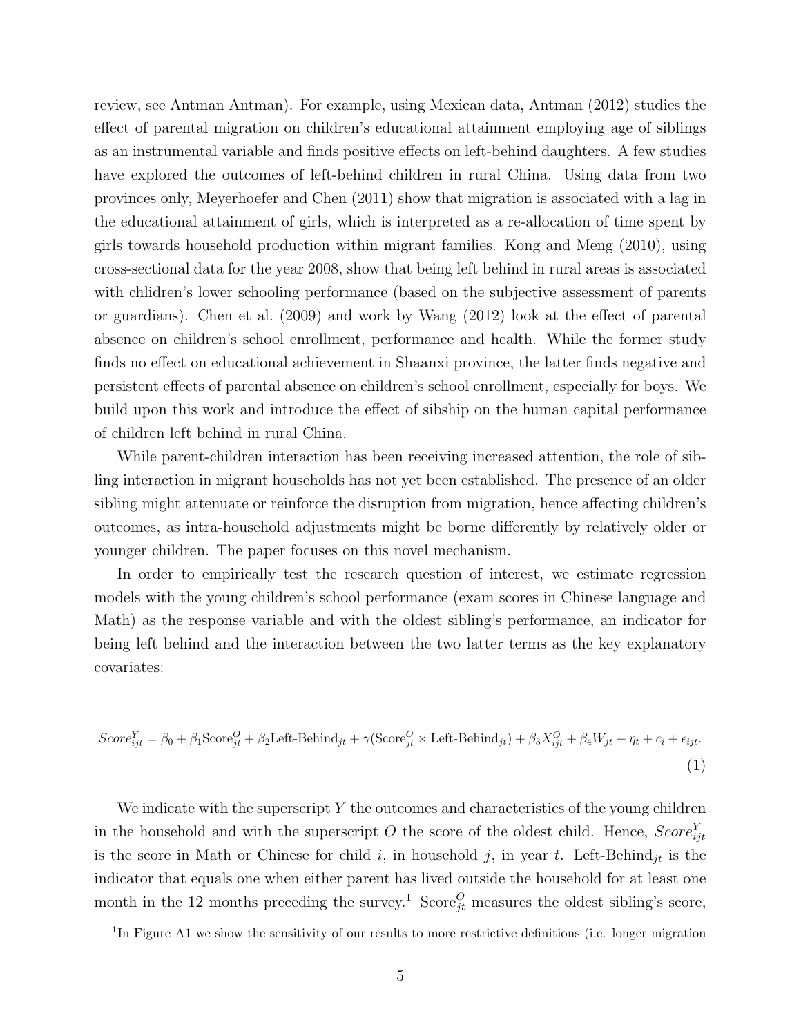review, see Antman Antman). For example, using Mexican data, Antman (2012) studies the effect of parental migration on children's educational attainment employing age of siblings as an instrumental variable and finds positive effects on left-behind daughters. A few studies have explored the outcomes of left-behind children in rural China. Using data from two provinces only, Meyerhoefer and Chen (2011) show that migration is associated with a lag in the educational attainment of girls, which is interpreted as a re-allocation of time spent by girls towards household production within migrant families. Kong and Meng (2010), using cross-sectional data for the year 2008, show that being left behind in rural areas is associated with chlidren's lower schooling performance (based on the subjective assessment of parents or guardians). Chen et al. (2009) and work by Wang (2012) look at the effect of parental absence on children's school enrollment, performance and health. While the former study finds no effect on educational achievement in Shaanxi province, the latter finds negative and persistent effects of parental absence on children's school enrollment, especially for boys. We build upon this work and introduce the effect of sibship on the human capital performance of children left behind in rural China.

While parent-children interaction has been receiving increased attention, the role of sibling interaction in migrant households has not yet been established. The presence of an older sibling might attenuate or reinforce the disruption from migration, hence affecting children's outcomes, as intra-household adjustments might be borne differently by relatively older or younger children. The paper focuses on this novel mechanism.

In order to empirically test the research question of interest, we estimate regression models with the young children's school performance (exam scores in Chinese language and Math) as the response variable and with the oldest sibling's performance, an indicator for being left behind and the interaction between the two latter terms as the key explanatory covariates:

$$Score^{Y}_{ijt} = \beta_0 + \beta_1 \text{Score}^{O}_{jt} + \beta_2 \text{Left-Behind}_{jt} + \gamma(\text{Score}^{O}_{jt} \times \text{Left-Behind}_{jt}) + \beta_3 X^{O}_{ijt} + \beta_4 W_{jt} + \eta_t + c_i + \epsilon_{ijt}. \tag{1}$$

We indicate with the superscript $Y$ the outcomes and characteristics of the young children in the household and with the superscript $O$ the score of the oldest child. Hence, $Score^{Y}_{ijt}$ is the score in Math or Chinese for child $i$, in household $j$, in year $t$. $\text{Left-Behind}_{jt}$ is the indicator that equals one when either parent has lived outside the household for at least one month in the 12 months preceding the survey.[1] $\text{Score}^{O}_{jt}$ measures the oldest sibling's score,

[1] In Figure A1 we show the sensitivity of our results to more restrictive definitions (i.e. longer migration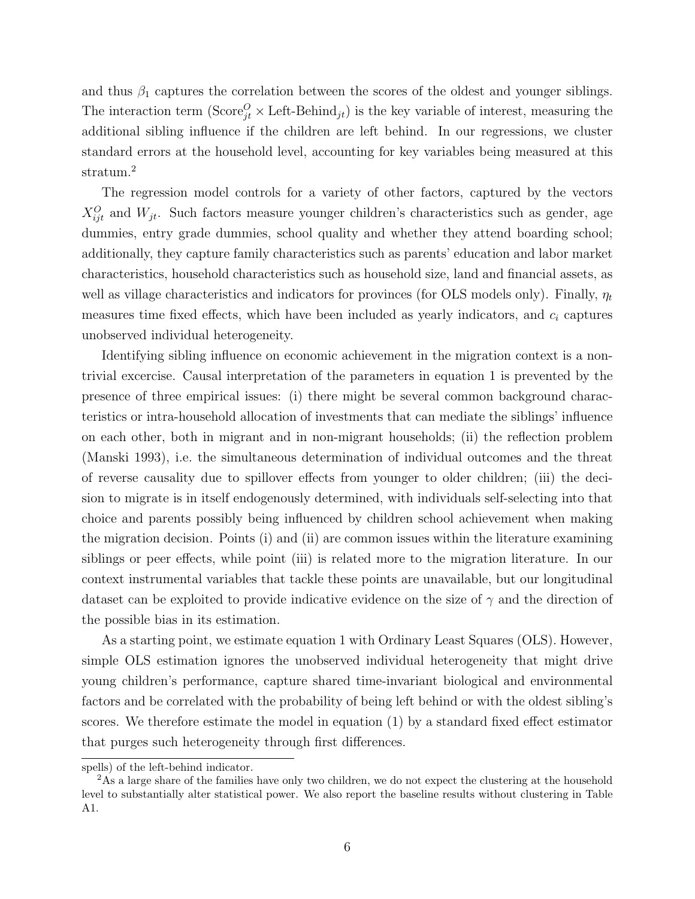and thus $\beta_1$ captures the correlation between the scores of the oldest and younger siblings. The interaction term ($\text{Score}^O_{jt} \times \text{Left-Behind}_{jt}$) is the key variable of interest, measuring the additional sibling influence if the children are left behind. In our regressions, we cluster standard errors at the household level, accounting for key variables being measured at this stratum.[2]

The regression model controls for a variety of other factors, captured by the vectors $X^O_{ijt}$ and $W_{jt}$. Such factors measure younger children's characteristics such as gender, age dummies, entry grade dummies, school quality and whether they attend boarding school; additionally, they capture family characteristics such as parents' education and labor market characteristics, household characteristics such as household size, land and financial assets, as well as village characteristics and indicators for provinces (for OLS models only). Finally, $\eta_t$ measures time fixed effects, which have been included as yearly indicators, and $c_i$ captures unobserved individual heterogeneity.

Identifying sibling influence on economic achievement in the migration context is a non-trivial excercise. Causal interpretation of the parameters in equation 1 is prevented by the presence of three empirical issues: (i) there might be several common background characteristics or intra-household allocation of investments that can mediate the siblings' influence on each other, both in migrant and in non-migrant households; (ii) the reflection problem (Manski 1993), i.e. the simultaneous determination of individual outcomes and the threat of reverse causality due to spillover effects from younger to older children; (iii) the decision to migrate is in itself endogenously determined, with individuals self-selecting into that choice and parents possibly being influenced by children school achievement when making the migration decision. Points (i) and (ii) are common issues within the literature examining siblings or peer effects, while point (iii) is related more to the migration literature. In our context instrumental variables that tackle these points are unavailable, but our longitudinal dataset can be exploited to provide indicative evidence on the size of $\gamma$ and the direction of the possible bias in its estimation.

As a starting point, we estimate equation 1 with Ordinary Least Squares (OLS). However, simple OLS estimation ignores the unobserved individual heterogeneity that might drive young children's performance, capture shared time-invariant biological and environmental factors and be correlated with the probability of being left behind or with the oldest sibling's scores. We therefore estimate the model in equation (1) by a standard fixed effect estimator that purges such heterogeneity through first differences.

---

spells) of the left-behind indicator.

[2] As a large share of the families have only two children, we do not expect the clustering at the household level to substantially alter statistical power. We also report the baseline results without clustering in Table A1.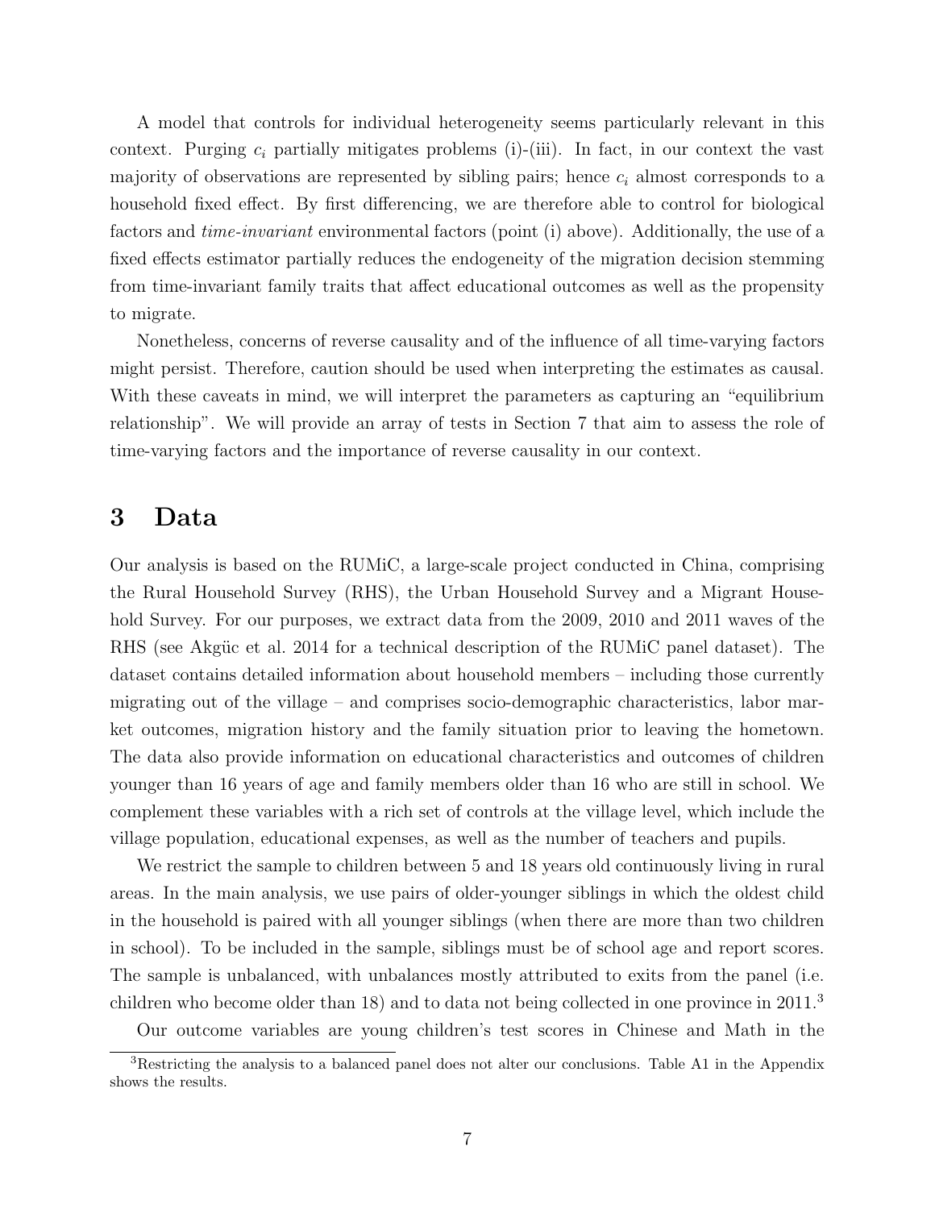A model that controls for individual heterogeneity seems particularly relevant in this context. Purging $c_i$ partially mitigates problems (i)-(iii). In fact, in our context the vast majority of observations are represented by sibling pairs; hence $c_i$ almost corresponds to a household fixed effect. By first differencing, we are therefore able to control for biological factors and *time-invariant* environmental factors (point (i) above). Additionally, the use of a fixed effects estimator partially reduces the endogeneity of the migration decision stemming from time-invariant family traits that affect educational outcomes as well as the propensity to migrate.

Nonetheless, concerns of reverse causality and of the influence of all time-varying factors might persist. Therefore, caution should be used when interpreting the estimates as causal. With these caveats in mind, we will interpret the parameters as capturing an "equilibrium relationship". We will provide an array of tests in Section 7 that aim to assess the role of time-varying factors and the importance of reverse causality in our context.

# 3 Data

Our analysis is based on the RUMiC, a large-scale project conducted in China, comprising the Rural Household Survey (RHS), the Urban Household Survey and a Migrant Household Survey. For our purposes, we extract data from the 2009, 2010 and 2011 waves of the RHS (see Akgüc et al. 2014 for a technical description of the RUMiC panel dataset). The dataset contains detailed information about household members – including those currently migrating out of the village – and comprises socio-demographic characteristics, labor market outcomes, migration history and the family situation prior to leaving the hometown. The data also provide information on educational characteristics and outcomes of children younger than 16 years of age and family members older than 16 who are still in school. We complement these variables with a rich set of controls at the village level, which include the village population, educational expenses, as well as the number of teachers and pupils.

We restrict the sample to children between 5 and 18 years old continuously living in rural areas. In the main analysis, we use pairs of older-younger siblings in which the oldest child in the household is paired with all younger siblings (when there are more than two children in school). To be included in the sample, siblings must be of school age and report scores. The sample is unbalanced, with unbalances mostly attributed to exits from the panel (i.e. children who become older than 18) and to data not being collected in one province in 2011.[3]

Our outcome variables are young children's test scores in Chinese and Math in the

[3]Restricting the analysis to a balanced panel does not alter our conclusions. Table A1 in the Appendix shows the results.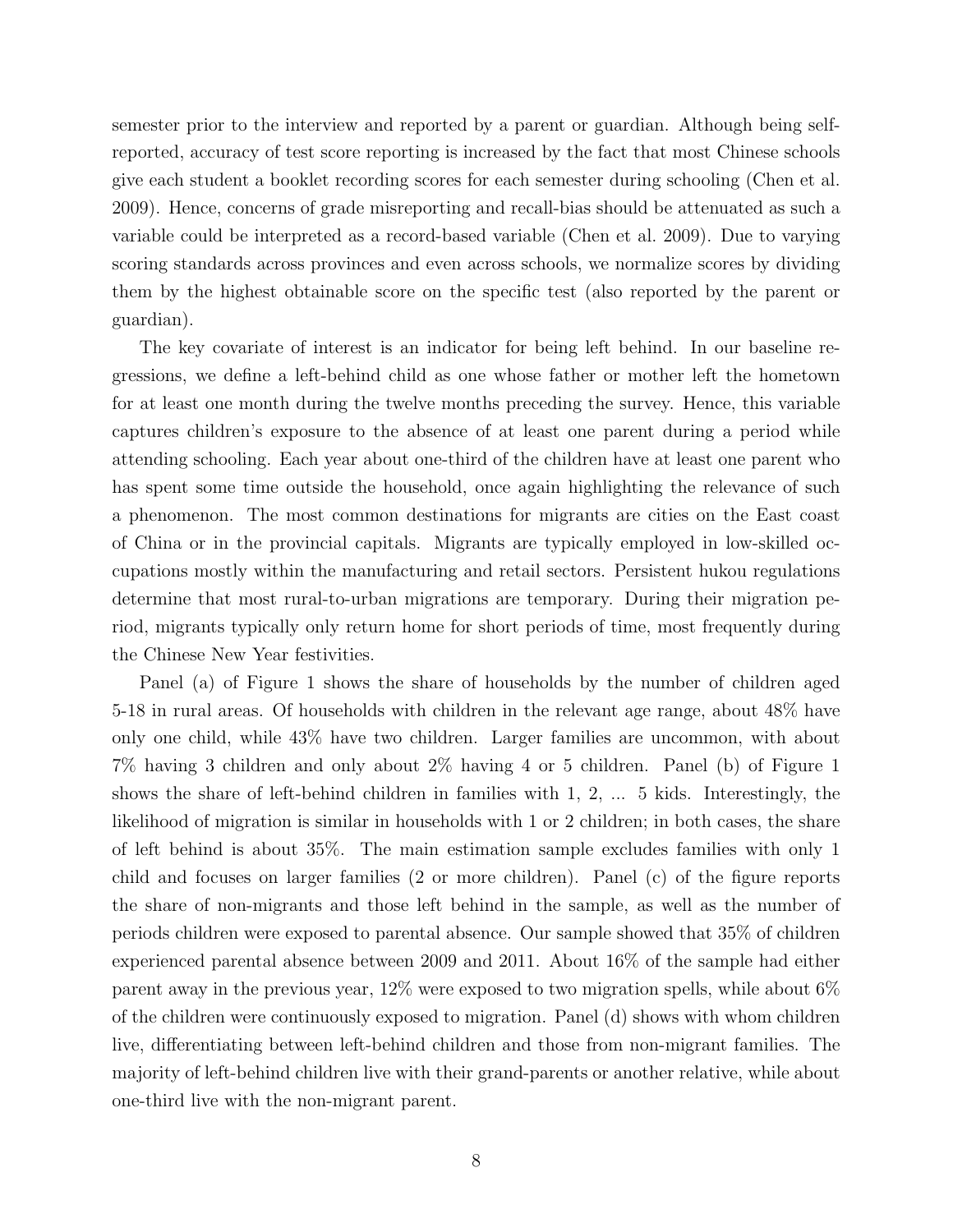semester prior to the interview and reported by a parent or guardian. Although being self-reported, accuracy of test score reporting is increased by the fact that most Chinese schools give each student a booklet recording scores for each semester during schooling (Chen et al. 2009). Hence, concerns of grade misreporting and recall-bias should be attenuated as such a variable could be interpreted as a record-based variable (Chen et al. 2009). Due to varying scoring standards across provinces and even across schools, we normalize scores by dividing them by the highest obtainable score on the specific test (also reported by the parent or guardian).

The key covariate of interest is an indicator for being left behind. In our baseline regressions, we define a left-behind child as one whose father or mother left the hometown for at least one month during the twelve months preceding the survey. Hence, this variable captures children's exposure to the absence of at least one parent during a period while attending schooling. Each year about one-third of the children have at least one parent who has spent some time outside the household, once again highlighting the relevance of such a phenomenon. The most common destinations for migrants are cities on the East coast of China or in the provincial capitals. Migrants are typically employed in low-skilled occupations mostly within the manufacturing and retail sectors. Persistent hukou regulations determine that most rural-to-urban migrations are temporary. During their migration period, migrants typically only return home for short periods of time, most frequently during the Chinese New Year festivities.

Panel (a) of Figure 1 shows the share of households by the number of children aged 5-18 in rural areas. Of households with children in the relevant age range, about 48% have only one child, while 43% have two children. Larger families are uncommon, with about 7% having 3 children and only about 2% having 4 or 5 children. Panel (b) of Figure 1 shows the share of left-behind children in families with 1, 2, ... 5 kids. Interestingly, the likelihood of migration is similar in households with 1 or 2 children; in both cases, the share of left behind is about 35%. The main estimation sample excludes families with only 1 child and focuses on larger families (2 or more children). Panel (c) of the figure reports the share of non-migrants and those left behind in the sample, as well as the number of periods children were exposed to parental absence. Our sample showed that 35% of children experienced parental absence between 2009 and 2011. About 16% of the sample had either parent away in the previous year, 12% were exposed to two migration spells, while about 6% of the children were continuously exposed to migration. Panel (d) shows with whom children live, differentiating between left-behind children and those from non-migrant families. The majority of left-behind children live with their grand-parents or another relative, while about one-third live with the non-migrant parent.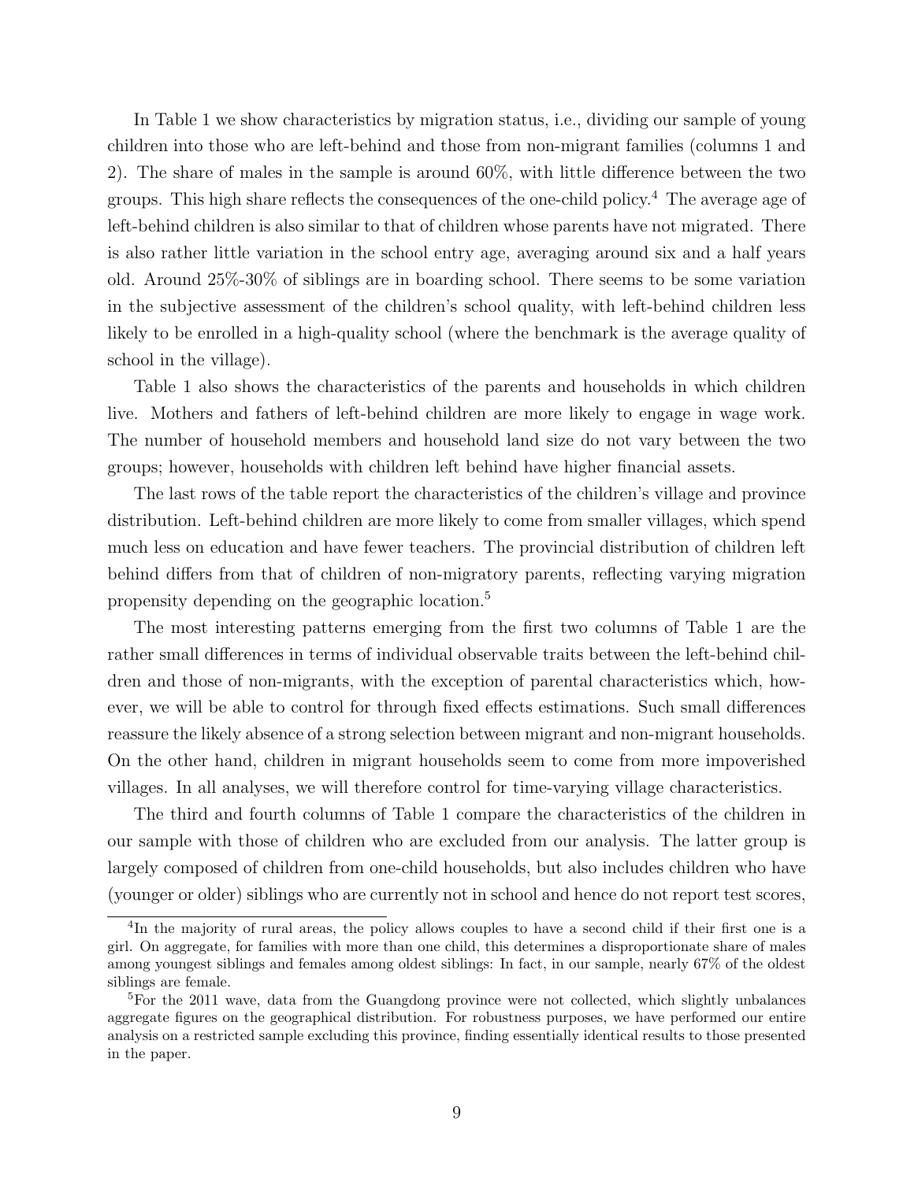In Table 1 we show characteristics by migration status, i.e., dividing our sample of young children into those who are left-behind and those from non-migrant families (columns 1 and 2). The share of males in the sample is around 60%, with little difference between the two groups. This high share reflects the consequences of the one-child policy.[4] The average age of left-behind children is also similar to that children whose parents have not migrated. There is also rather little variation in the school entry age, averaging around six and a half years old. Around 25%-30% of siblings are in boarding school. There seems to be some variation in the subjective assessment of the children's school quality, with left-behind children less likely to be enrolled in a high-quality school (where the benchmark is the average quality of school in the village).

Table 1 also shows the characteristics of the parents and households in which children live. Mothers and fathers of left-behind children are more likely to engage in wage work. The number of household members and household land size do not vary between the two groups; however, households with children left behind have higher financial assets.

The last rows of the table report the characteristics of the children's village and province distribution. Left-behind children are more likely to come from smaller villages, which spend much less on education and have fewer teachers. The provincial distribution of children left behind differs from that of children of non-migratory parents, reflecting varying migration propensity depending on the geographic location.[5]

The most interesting patterns emerging from the first two columns of Table 1 are the rather small differences in terms of individual observable traits between the left-behind children and those of non-migrants, with the exception of parental characteristics which, however, we will be able to control for through fixed effects estimations. Such small differences reassure the likely absence of a strong selection between migrant and non-migrant households. On the other hand, children in migrant households seem to come from more impoverished villages. In all analyses, we will therefore control for time-varying village characteristics.

The third and fourth columns of Table 1 compare the characteristics of the children in our sample with those of children who are excluded from our analysis. The latter group is largely composed of children from one-child households, but also includes children who have (younger or older) siblings who are currently not in school and hence do not report test scores,

[4]In the majority of rural areas, the policy allows couples to have a second child if their first one is a girl. On aggregate, for families with more than one child, this determines a disproportionate share of males among youngest siblings and females among oldest siblings: In fact, in our sample, nearly 67% of the oldest siblings are female.

[5]For the 2011 wave, data from the Guangdong province were not collected, which slightly unbalances aggregate figures on the geographical distribution. For robustness purposes, we have performed our entire analysis on a restricted sample excluding this province, finding essentially identical results to those presented in the paper.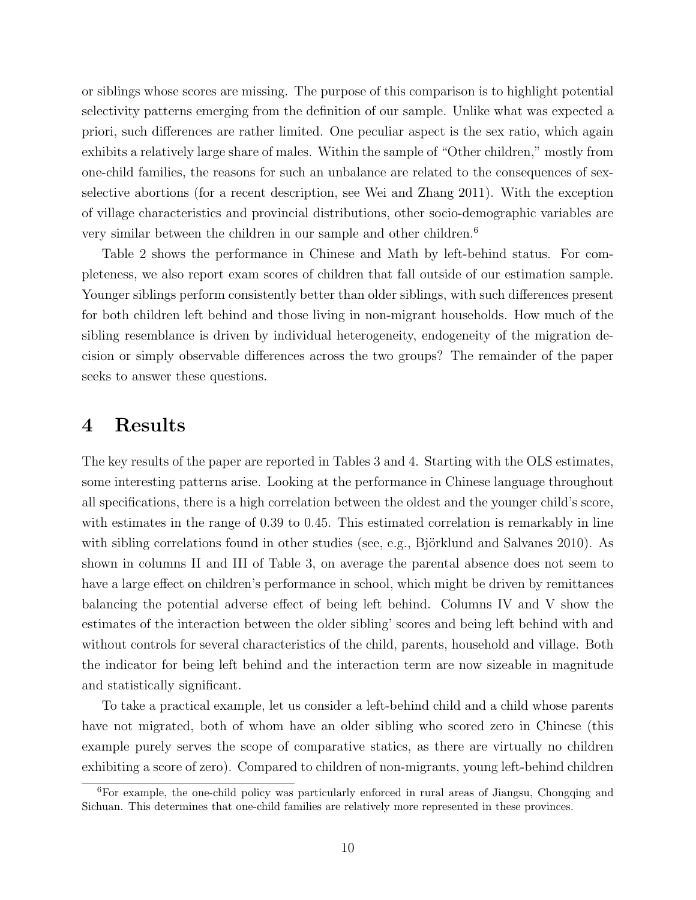or siblings whose scores are missing. The purpose of this comparison is to highlight potential selectivity patterns emerging from the definition of our sample. Unlike what was expected a priori, such differences are rather limited. One peculiar aspect is the sex ratio, which again exhibits a relatively large share of males. Within the sample of "Other children," mostly from one-child families, the reasons for such an unbalance are related to the consequences of sex-selective abortions (for a recent description, see Wei and Zhang 2011). With the exception of village characteristics and provincial distributions, other socio-demographic variables are very similar between the children in our sample and other children.[6]

Table 2 shows the performance in Chinese and Math by left-behind status. For completeness, we also report exam scores of children that fall outside of our estimation sample. Younger siblings perform consistently better than older siblings, with such differences present for both children left behind and those living in non-migrant households. How much of the sibling resemblance is driven by individual heterogeneity, endogeneity of the migration decision or simply observable differences across the two groups? The remainder of the paper seeks to answer these questions.

# 4 Results

The key results of the paper are reported in Tables 3 and 4. Starting with the OLS estimates, some interesting patterns arise. Looking at the performance in Chinese language throughout all specifications, there is a high correlation between the oldest and the younger child's score, with estimates in the range of 0.39 to 0.45. This estimated correlation is remarkably in line with sibling correlations found in other studies (see, e.g., Björklund and Salvanes 2010). As shown in columns II and III of Table 3, on average the parental absence does not seem to have a large effect on children's performance in school, which might be driven by remittances balancing the potential adverse effect of being left behind. Columns IV and V show the estimates of the interaction between the older sibling' scores and being left behind with and without controls for several characteristics of the child, parents, household and village. Both the indicator for being left behind and the interaction term are now sizeable in magnitude and statistically significant.

To take a practical example, let us consider a left-behind child and a child whose parents have not migrated, both of whom have an older sibling who scored zero in Chinese (this example purely serves the scope of comparative statics, as there are virtually no children exhibiting a score of zero). Compared to children of non-migrants, young left-behind children

[6] For example, the one-child policy was particularly enforced in rural areas of Jiangsu, Chongqing and Sichuan. This determines that one-child families are relatively more represented in these provinces.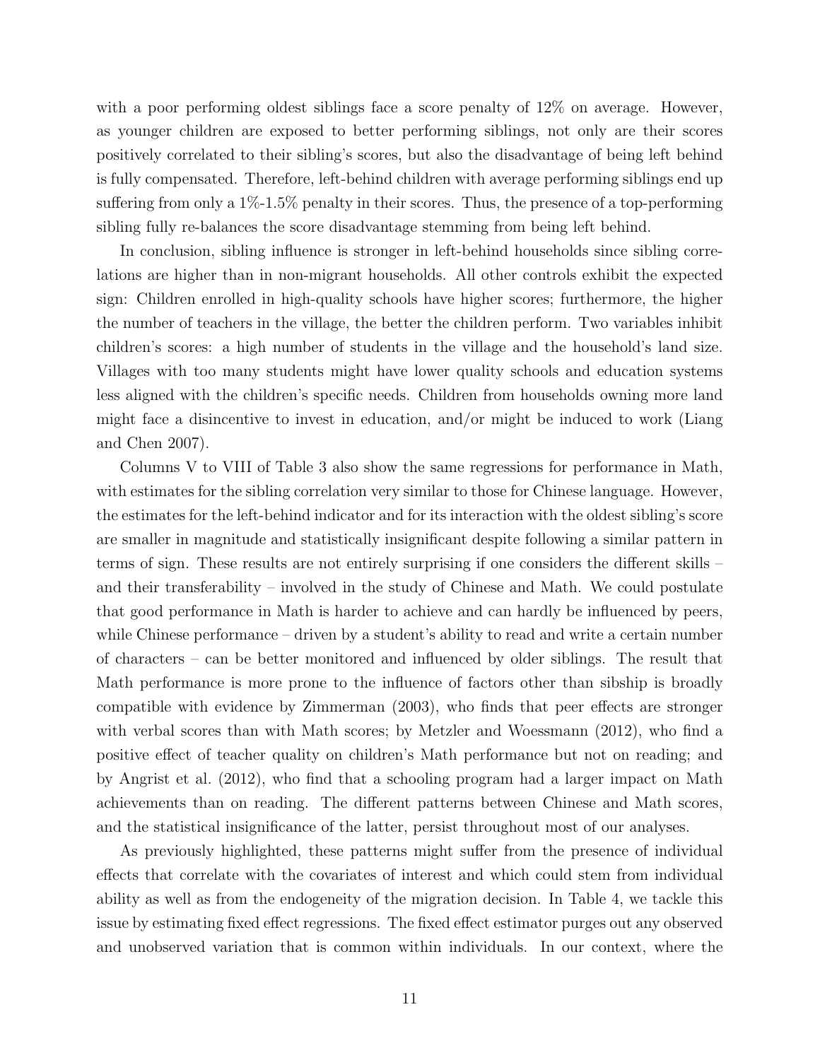with a poor performing oldest siblings face a score penalty of 12% on average. However, as younger children are exposed to better performing siblings, not only are their scores positively correlated to their sibling's scores, but also the disadvantage of being left behind is fully compensated. Therefore, left-behind children with average performing siblings end up suffering from only a 1%-1.5% penalty in their scores. Thus, the presence of a top-performing sibling fully re-balances the score disadvantage stemming from being left behind.

In conclusion, sibling influence is stronger in left-behind households since sibling correlations are higher than in non-migrant households. All other controls exhibit the expected sign: Children enrolled in high-quality schools have higher scores; furthermore, the higher the number of teachers in the village, the better the children perform. Two variables inhibit children's scores: a high number of students in the village and the household's land size. Villages with too many students might have lower quality schools and education systems less aligned with the children's specific needs. Children from households owning more land might face a disincentive to invest in education, and/or might be induced to work (Liang and Chen 2007).

Columns V to VIII of Table 3 also show the same regressions for performance in Math, with estimates for the sibling correlation very similar to those for Chinese language. However, the estimates for the left-behind indicator and for its interaction with the oldest sibling's score are smaller in magnitude and statistically insignificant despite following a similar pattern in terms of sign. These results are not entirely surprising if one considers the different skills – and their transferability – involved in the study of Chinese and Math. We could postulate that good performance in Math is harder to achieve and can hardly be influenced by peers, while Chinese performance – driven by a student's ability to read and write a certain number of characters – can be better monitored and influenced by older siblings. The result that Math performance is more prone to the influence of factors other than sibship is broadly compatible with evidence by Zimmerman (2003), who finds that peer effects are stronger with verbal scores than with Math scores; by Metzler and Woessmann (2012), who find a positive effect of teacher quality on children's Math performance but not on reading; and by Angrist et al. (2012), who find that a schooling program had a larger impact on Math achievements than on reading. The different patterns between Chinese and Math scores, and the statistical insignificance of the latter, persist throughout most of our analyses.

As previously highlighted, these patterns might suffer from the presence of individual effects that correlate with the covariates of interest and which could stem from individual ability as well as from the endogeneity of the migration decision. In Table 4, we tackle this issue by estimating fixed effect regressions. The fixed effect estimator purges out any observed and unobserved variation that is common within individuals. In our context, where the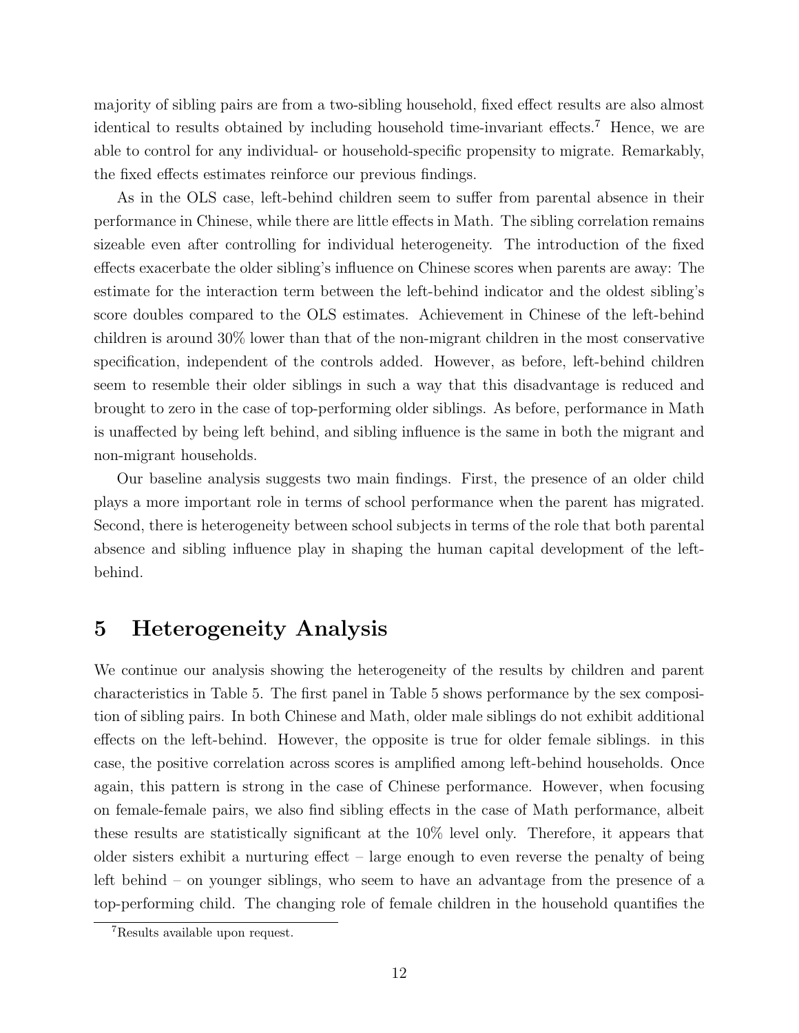majority of sibling pairs are from a two-sibling household, fixed effect results are also almost identical to results obtained by including household time-invariant effects.[7] Hence, we are able to control for any individual- or household-specific propensity to migrate. Remarkably, the fixed effects estimates reinforce our previous findings.

As in the OLS case, left-behind children seem to suffer from parental absence in their performance in Chinese, while there are little effects in Math. The sibling correlation remains sizeable even after controlling for individual heterogeneity. The introduction of the fixed effects exacerbate the older sibling's influence on Chinese scores when parents are away: The estimate for the interaction term between the left-behind indicator and the oldest sibling's score doubles compared to the OLS estimates. Achievement in Chinese of the left-behind children is around 30% lower than that of the non-migrant children in the most conservative specification, independent of the controls added. However, as before, left-behind children seem to resemble their older siblings in such a way that this disadvantage is reduced and brought to zero in the case of top-performing older siblings. As before, performance in Math is unaffected by being left behind, and sibling influence is the same in both the migrant and non-migrant households.

Our baseline analysis suggests two main findings. First, the presence of an older child plays a more important role in terms of school performance when the parent has migrated. Second, there is heterogeneity between school subjects in terms of the role that both parental absence and sibling influence play in shaping the human capital development of the left-behind.

## 5 Heterogeneity Analysis

We continue our analysis showing the heterogeneity of the results by children and parent characteristics in Table 5. The first panel in Table 5 shows performance by the sex composition of sibling pairs. In both Chinese and Math, older male siblings do not exhibit additional effects on the left-behind. However, the opposite is true for older female siblings. in this case, the positive correlation across scores is amplified among left-behind households. Once again, this pattern is strong in the case of Chinese performance. However, when focusing on female-female pairs, we also find sibling effects in the case of Math performance, albeit these results are statistically significant at the 10% level only. Therefore, it appears that older sisters exhibit a nurturing effect – large enough to even reverse the penalty of being left behind – on younger siblings, who seem to have an advantage from the presence of a top-performing child. The changing role of female children in the household quantifies the

[7] Results available upon request.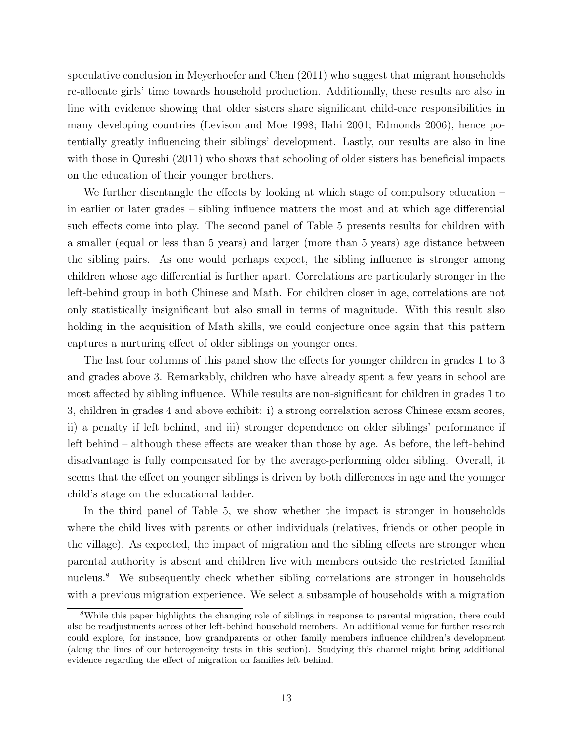speculative conclusion in Meyerhoefer and Chen (2011) who suggest that migrant households re-allocate girls' time towards household production. Additionally, these results are also in line with evidence showing that older sisters share significant child-care responsibilities in many developing countries (Levison and Moe 1998; Ilahi 2001; Edmonds 2006), hence potentially greatly influencing their siblings' development. Lastly, our results are also in line with those in Qureshi (2011) who shows that schooling of older sisters has beneficial impacts on the education of their younger brothers.

We further disentangle the effects by looking at which stage of compulsory education – in earlier or later grades – sibling influence matters the most and at which age differential such effects come into play. The second panel of Table 5 presents results for children with a smaller (equal or less than 5 years) and larger (more than 5 years) age distance between the sibling pairs. As one would perhaps expect, the sibling influence is stronger among children whose age differential is further apart. Correlations are particularly stronger in the left-behind group in both Chinese and Math. For children closer in age, correlations are not only statistically insignificant but also small in terms of magnitude. With this result also holding in the acquisition of Math skills, we could conjecture once again that this pattern captures a nurturing effect of older siblings on younger ones.

The last four columns of this panel show the effects for younger children in grades 1 to 3 and grades above 3. Remarkably, children who have already spent a few years in school are most affected by sibling influence. While results are non-significant for children in grades 1 to 3, children in grades 4 and above exhibit: i) a strong correlation across Chinese exam scores, ii) a penalty if left behind, and iii) stronger dependence on older siblings' performance if left behind – although these effects are weaker than those by age. As before, the left-behind disadvantage is fully compensated for by the average-performing older sibling. Overall, it seems that the effect on younger siblings is driven by both differences in age and the younger child's stage on the educational ladder.

In the third panel of Table 5, we show whether the impact is stronger in households where the child lives with parents or other individuals (relatives, friends or other people in the village). As expected, the impact of migration and the sibling effects are stronger when parental authority is absent and children live with members outside the restricted familial nucleus.[8] We subsequently check whether sibling correlations are stronger in households with a previous migration experience. We select a subsample of households with a migration

[8] While this paper highlights the changing role of siblings in response to parental migration, there could also be readjustments across other left-behind household members. An additional venue for further research could explore, for instance, how grandparents or other family members influence children's development (along the lines of our heterogeneity tests in this section). Studying this channel might bring additional evidence regarding the effect of migration on families left behind.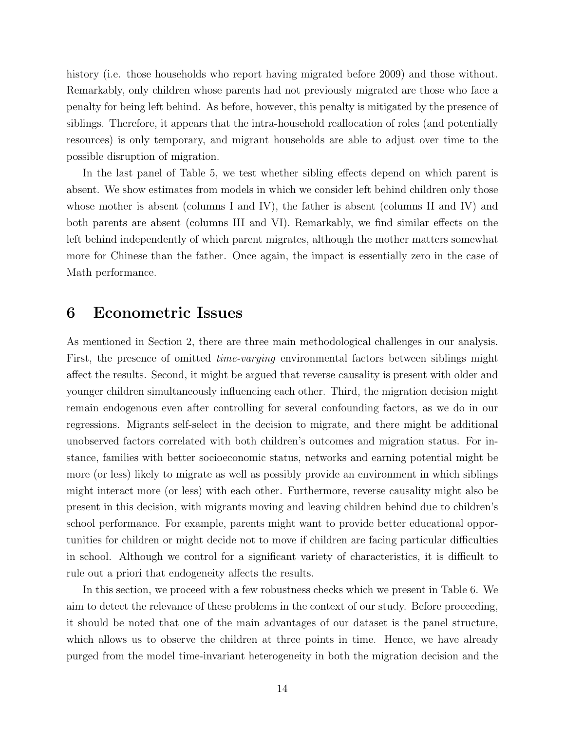history (i.e. those households who report having migrated before 2009) and those without. Remarkably, only children whose parents had not previously migrated are those who face a penalty for being left behind. As before, however, this penalty is mitigated by the presence of siblings. Therefore, it appears that the intra-household reallocation of roles (and potentially resources) is only temporary, and migrant households are able to adjust over time to the possible disruption of migration.

In the last panel of Table 5, we test whether sibling effects depend on which parent is absent. We show estimates from models in which we consider left behind children only those whose mother is absent (columns I and IV), the father is absent (columns II and IV) and both parents are absent (columns III and VI). Remarkably, we find similar effects on the left behind independently of which parent migrates, although the mother matters somewhat more for Chinese than the father. Once again, the impact is essentially zero in the case of Math performance.

# 6 Econometric Issues

As mentioned in Section 2, there are three main methodological challenges in our analysis. First, the presence of omitted *time-varying* environmental factors between siblings might affect the results. Second, it might be argued that reverse causality is present with older and younger children simultaneously influencing each other. Third, the migration decision might remain endogenous even after controlling for several confounding factors, as we do in our regressions. Migrants self-select in the decision to migrate, and there might be additional unobserved factors correlated with both children's outcomes and migration status. For instance, families with better socioeconomic status, networks and earning potential might be more (or less) likely to migrate as well as possibly provide an environment in which siblings might interact more (or less) with each other. Furthermore, reverse causality might also be present in this decision, with migrants moving and leaving children behind due to children's school performance. For example, parents might want to provide better educational opportunities for children or might decide not to move if children are facing particular difficulties in school. Although we control for a significant variety of characteristics, it is difficult to rule out a priori that endogeneity affects the results.

In this section, we proceed with a few robustness checks which we present in Table 6. We aim to detect the relevance of these problems in the context of our study. Before proceeding, it should be noted that one of the main advantages of our dataset is the panel structure, which allows us to observe the children at three points in time. Hence, we have already purged from the model time-invariant heterogeneity in both the migration decision and the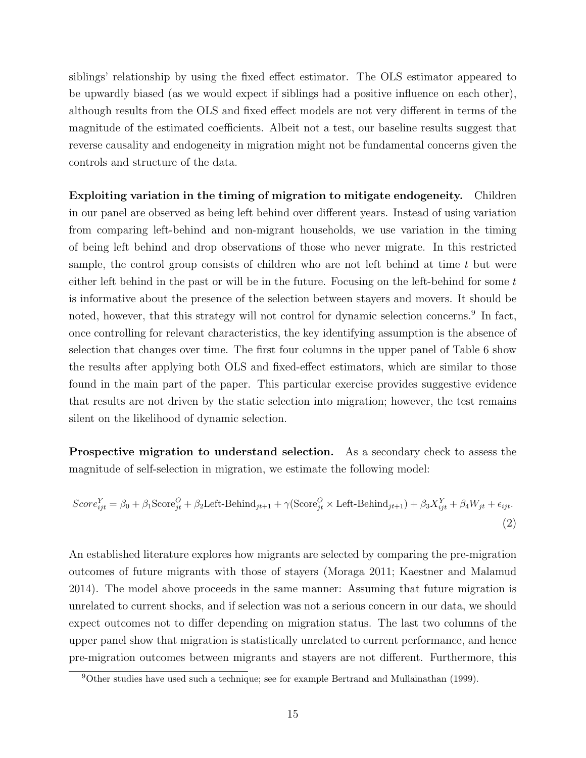siblings' relationship by using the fixed effect estimator. The OLS estimator appeared to be upwardly biased (as we would expect if siblings had a positive influence on each other), although results from the OLS and fixed effect models are not very different in terms of the magnitude of the estimated coefficients. Albeit not a test, our baseline results suggest that reverse causality and endogeneity in migration might not be fundamental concerns given the controls and structure of the data.

**Exploiting variation in the timing of migration to mitigate endogeneity.** Children in our panel are observed as being left behind over different years. Instead of using variation from comparing left-behind and non-migrant households, we use variation in the timing of being left behind and drop observations of those who never migrate. In this restricted sample, the control group consists of children who are not left behind at time $t$ but were either left behind in the past or will be in the future. Focusing on the left-behind for some $t$ is informative about the presence of the selection between stayers and movers. It should be noted, however, that this strategy will not control for dynamic selection concerns.[9] In fact, once controlling for relevant characteristics, the key identifying assumption is the absence of selection that changes over time. The first four columns in the upper panel of Table 6 show the results after applying both OLS and fixed-effect estimators, which are similar to those found in the main part of the paper. This particular exercise provides suggestive evidence that results are not driven by the static selection into migration; however, the test remains silent on the likelihood of dynamic selection.

**Prospective migration to understand selection.** As a secondary check to assess the magnitude of self-selection in migration, we estimate the following model:

$$Score^{Y}_{ijt} = \beta_0 + \beta_1 \text{Score}^{O}_{jt} + \beta_2 \text{Left-Behind}_{jt+1} + \gamma(\text{Score}^{O}_{jt} \times \text{Left-Behind}_{jt+1}) + \beta_3 X^{Y}_{ijt} + \beta_4 W_{jt} + \epsilon_{ijt}. \tag{2}$$

An established literature explores how migrants are selected by comparing the pre-migration outcomes of future migrants with those of stayers (Moraga 2011; Kaestner and Malamud 2014). The model above proceeds in the same manner: Assuming that future migration is unrelated to current shocks, and if selection was not a serious concern in our data, we should expect outcomes not to differ depending on migration status. The last two columns of the upper panel show that migration is statistically unrelated to current performance, and hence pre-migration outcomes between migrants and stayers are not different. Furthermore, this

[9] Other studies have used such a technique; see for example Bertrand and Mullainathan (1999).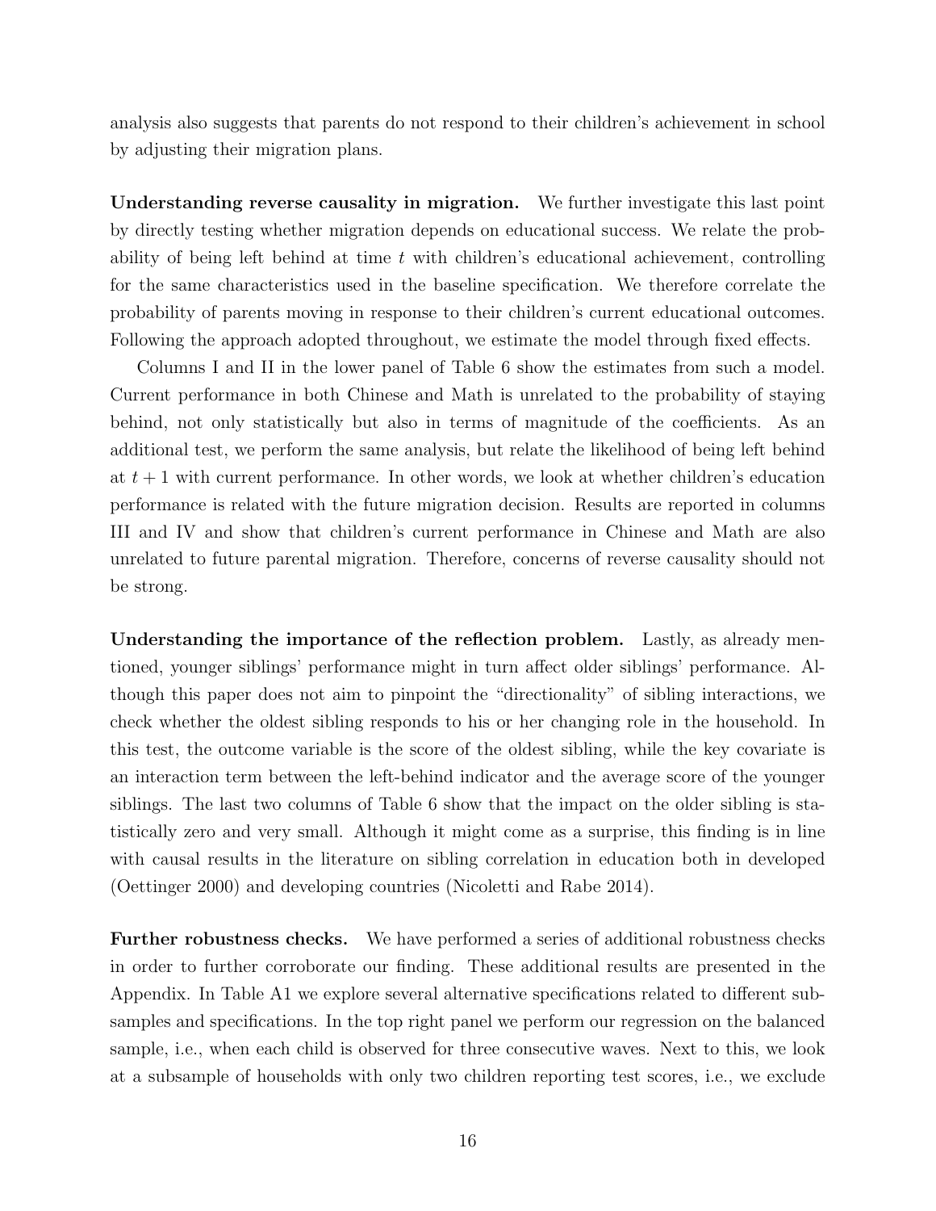analysis also suggests that parents do not respond to their children's achievement in school by adjusting their migration plans.

**Understanding reverse causality in migration.** We further investigate this last point by directly testing whether migration depends on educational success. We relate the probability of being left behind at time $t$ with children's educational achievement, controlling for the same characteristics used in the baseline specification. We therefore correlate the probability of parents moving in response to their children's current educational outcomes. Following the approach adopted throughout, we estimate the model through fixed effects.

Columns I and II in the lower panel of Table 6 show the estimates from such a model. Current performance in both Chinese and Math is unrelated to the probability of staying behind, not only statistically but also in terms of magnitude of the coefficients. As an additional test, we perform the same analysis, but relate the likelihood of being left behind at $t + 1$ with current performance. In other words, we look at whether children's education performance is related with the future migration decision. Results are reported in columns III and IV and show that children's current performance in Chinese and Math are also unrelated to future parental migration. Therefore, concerns of reverse causality should not be strong.

**Understanding the importance of the reflection problem.** Lastly, as already mentioned, younger siblings' performance might in turn affect older siblings' performance. Although this paper does not aim to pinpoint the "directionality" of sibling interactions, we check whether the oldest sibling responds to his or her changing role in the household. In this test, the outcome variable is the score of the oldest sibling, while the key covariate is an interaction term between the left-behind indicator and the average score of the younger siblings. The last two columns of Table 6 show that the impact on the older sibling is statistically zero and very small. Although it might come as a surprise, this finding is in line with causal results in the literature on sibling correlation in education both in developed (Oettinger 2000) and developing countries (Nicoletti and Rabe 2014).

**Further robustness checks.** We have performed a series of additional robustness checks in order to further corroborate our finding. These additional results are presented in the Appendix. In Table A1 we explore several alternative specifications related to different subsamples and specifications. In the top right panel we perform our regression on the balanced sample, i.e., when each child is observed for three consecutive waves. Next to this, we look at a subsample of households with only two children reporting test scores, i.e., we exclude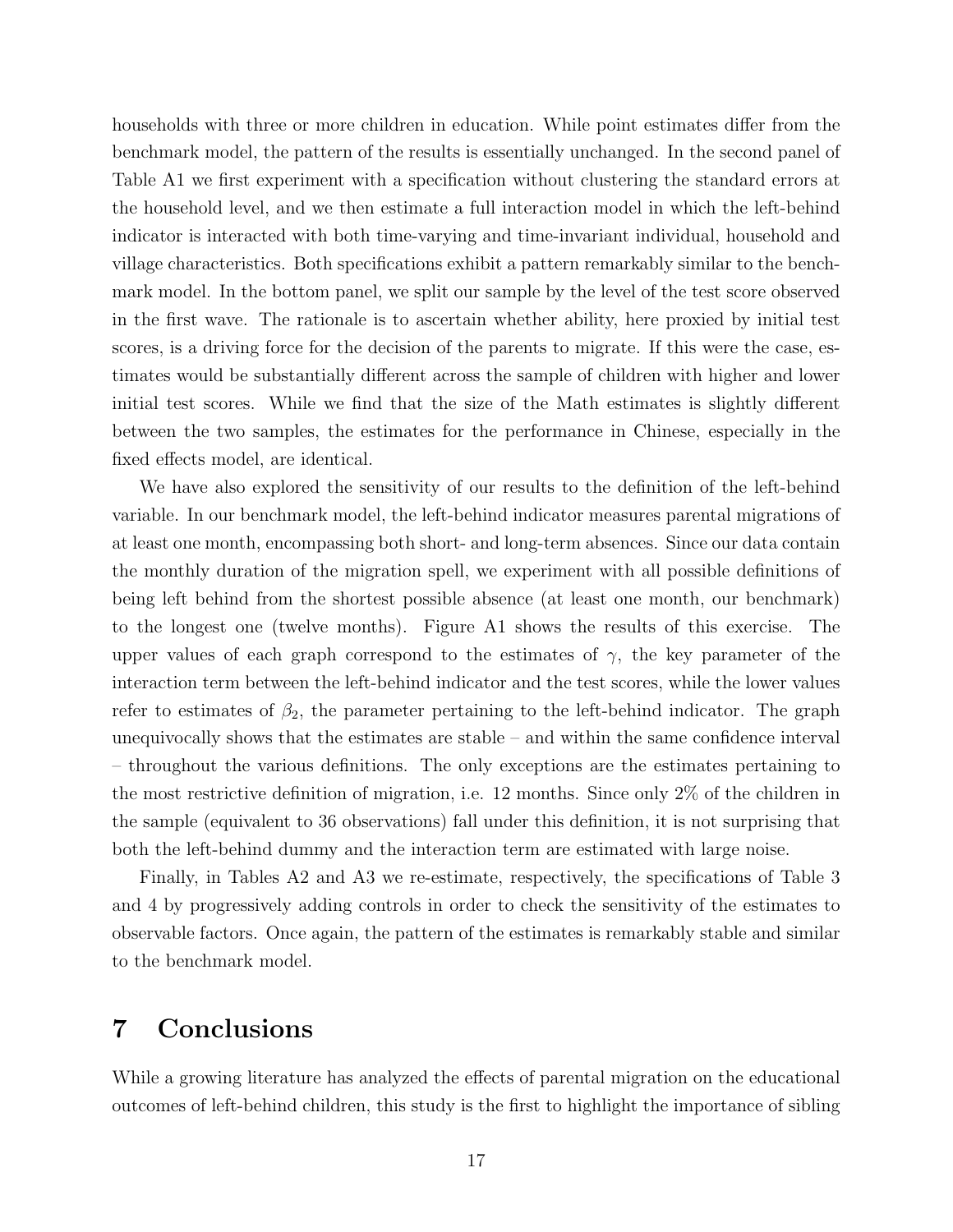households with three or more children in education. While point estimates differ from the benchmark model, the pattern of the results is essentially unchanged. In the second panel of Table A1 we first experiment with a specification without clustering the standard errors at the household level, and we then estimate a full interaction model in which the left-behind indicator is interacted with both time-varying and time-invariant individual, household and village characteristics. Both specifications exhibit a pattern remarkably similar to the benchmark model. In the bottom panel, we split our sample by the level of the test score observed in the first wave. The rationale is to ascertain whether ability, here proxied by initial test scores, is a driving force for the decision of the parents to migrate. If this were the case, estimates would be substantially different across the sample of children with higher and lower initial test scores. While we find that the size of the Math estimates is slightly different between the two samples, the estimates for the performance in Chinese, especially in the fixed effects model, are identical.

We have also explored the sensitivity of our results to the definition of the left-behind variable. In our benchmark model, the left-behind indicator measures parental migrations of at least one month, encompassing both short- and long-term absences. Since our data contain the monthly duration of the migration spell, we experiment with all possible definitions of being left behind from the shortest possible absence (at least one month, our benchmark) to the longest one (twelve months). Figure A1 shows the results of this exercise. The upper values of each graph correspond to the estimates of $\gamma$, the key parameter of the interaction term between the left-behind indicator and the test scores, while the lower values refer to estimates of $\beta_2$, the parameter pertaining to the left-behind indicator. The graph unequivocally shows that the estimates are stable – and within the same confidence interval – throughout the various definitions. The only exceptions are the estimates pertaining to the most restrictive definition of migration, i.e. 12 months. Since only 2% of the children in the sample (equivalent to 36 observations) fall under this definition, it is not surprising that both the left-behind dummy and the interaction term are estimated with large noise.

Finally, in Tables A2 and A3 we re-estimate, respectively, the specifications of Table 3 and 4 by progressively adding controls in order to check the sensitivity of the estimates to observable factors. Once again, the pattern of the estimates is remarkably stable and similar to the benchmark model.

# 7 Conclusions

While a growing literature has analyzed the effects of parental migration on the educational outcomes of left-behind children, this study is the first to highlight the importance of sibling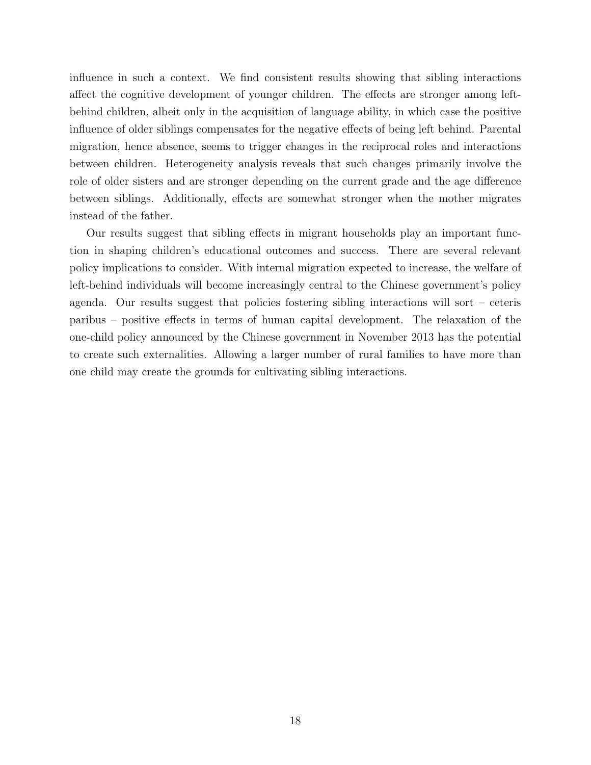influence in such a context. We find consistent results showing that sibling interactions affect the cognitive development of younger children. The effects are stronger among left-behind children, albeit only in the acquisition of language ability, in which case the positive influence of older siblings compensates for the negative effects of being left behind. Parental migration, hence absence, seems to trigger changes in the reciprocal roles and interactions between children. Heterogeneity analysis reveals that such changes primarily involve the role of older sisters and are stronger depending on the current grade and the age difference between siblings. Additionally, effects are somewhat stronger when the mother migrates instead of the father.

Our results suggest that sibling effects in migrant households play an important function in shaping children's educational outcomes and success. There are several relevant policy implications to consider. With internal migration expected to increase, the welfare of left-behind individuals will become increasingly central to the Chinese government's policy agenda. Our results suggest that policies fostering sibling interactions will sort – ceteris paribus – positive effects in terms of human capital development. The relaxation of the one-child policy announced by the Chinese government in November 2013 has the potential to create such externalities. Allowing a larger number of rural families to have more than one child may create the grounds for cultivating sibling interactions.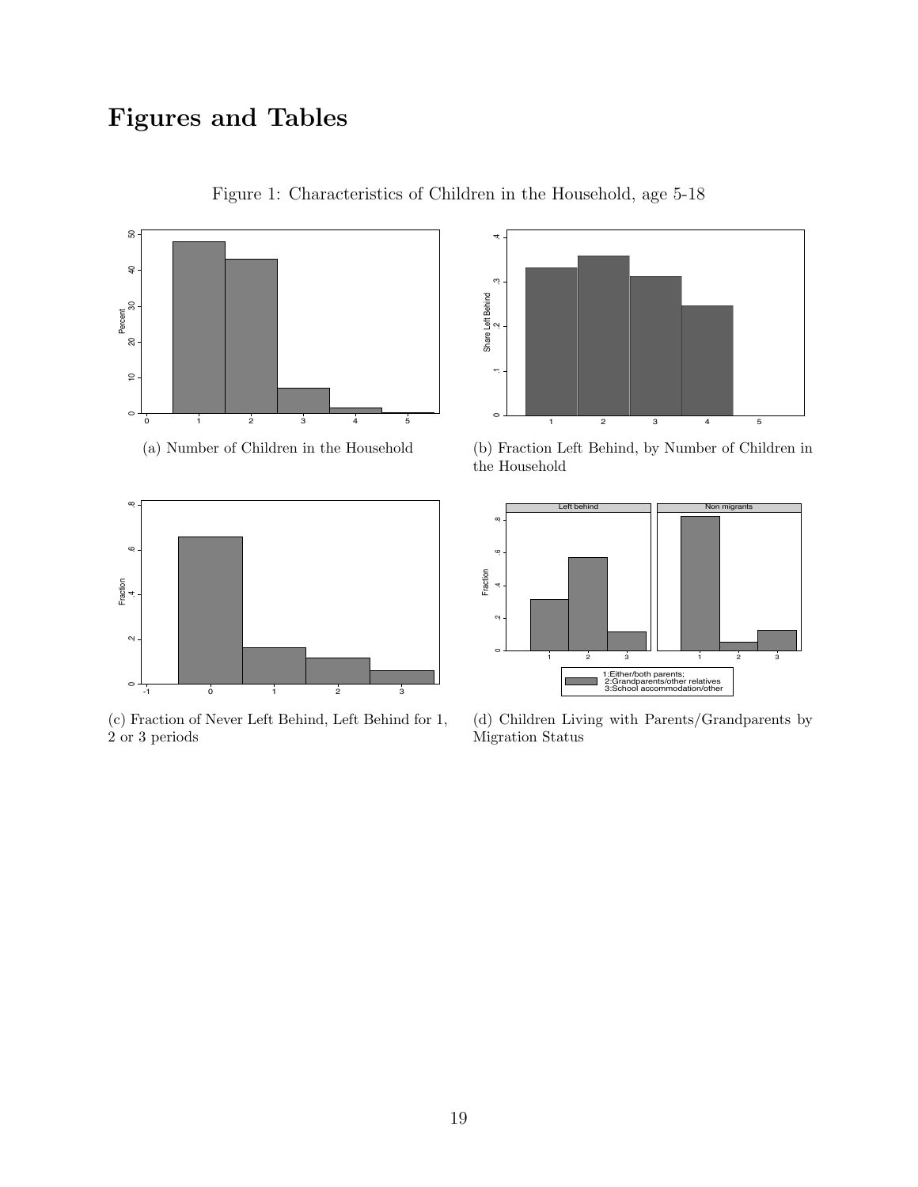# Figures and Tables

Figure 1: Characteristics of Children in the Household, age 5-18

(a) Number of Children in the Household

(b) Fraction Left Behind, by Number of Children in the Household

(c) Fraction of Never Left Behind, Left Behind for 1, 2 or 3 periods

(d) Children Living with Parents/Grandparents by Migration Status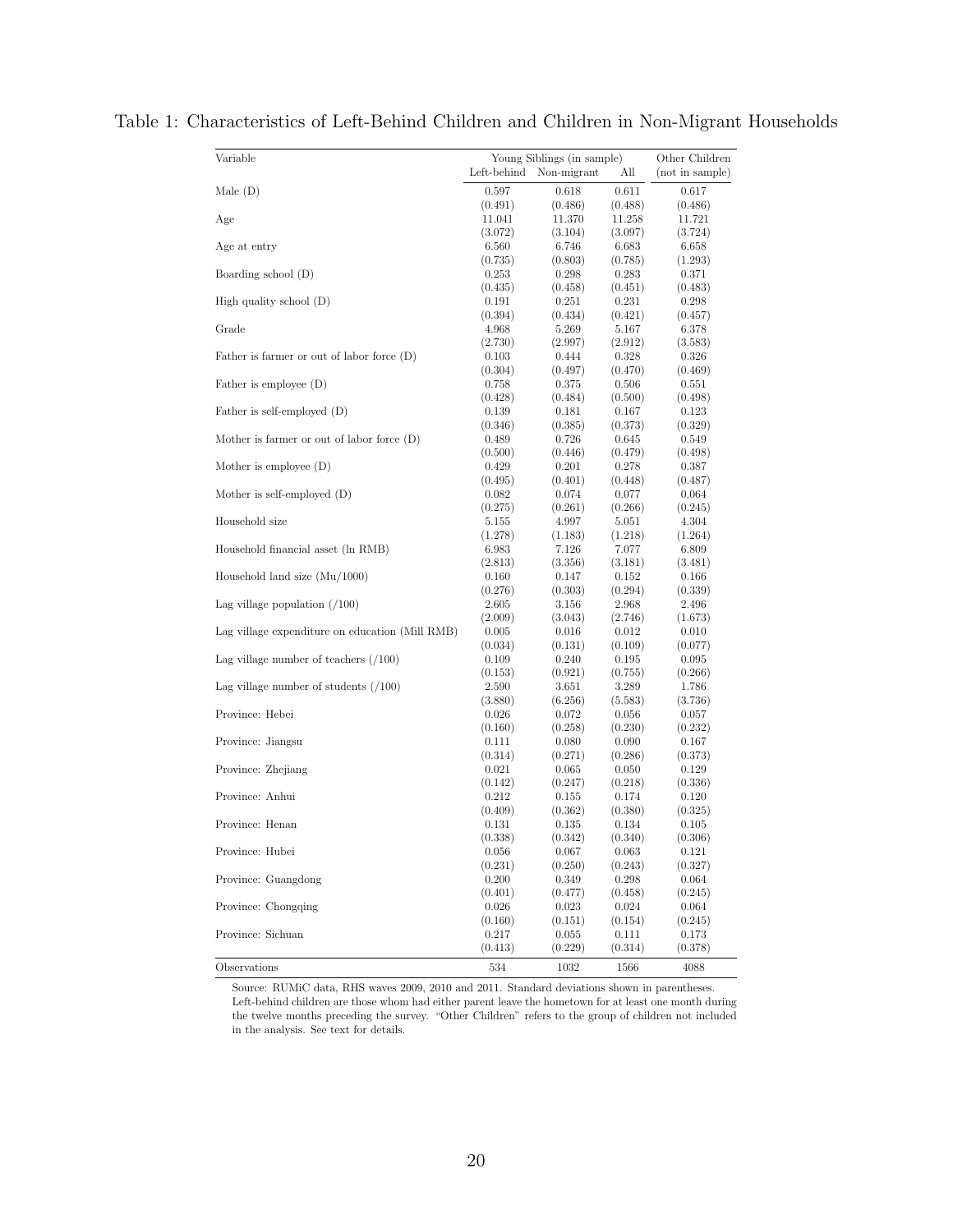Table 1: Characteristics of Left-Behind Children and Children in Non-Migrant Households

| Variable | Young Siblings (in sample) | | | Other Children |
|---|---|---|---|---|
| | Left-behind | Non-migrant | All | (not in sample) |
| Male (D) | 0.597 | 0.618 | 0.611 | 0.617 |
| | (0.491) | (0.486) | (0.488) | (0.486) |
| Age | 11.041 | 11.370 | 11.258 | 11.721 |
| | (3.072) | (3.104) | (3.097) | (3.724) |
| Age at entry | 6.560 | 6.746 | 6.683 | 6.658 |
| | (0.735) | (0.803) | (0.785) | (1.293) |
| Boarding school (D) | 0.253 | 0.298 | 0.283 | 0.371 |
| | (0.435) | (0.458) | (0.451) | (0.483) |
| High quality school (D) | 0.191 | 0.251 | 0.231 | 0.298 |
| | (0.394) | (0.434) | (0.421) | (0.457) |
| Grade | 4.968 | 5.269 | 5.167 | 6.378 |
| | (2.730) | (2.997) | (2.912) | (3.583) |
| Father is farmer or out of labor force (D) | 0.103 | 0.444 | 0.328 | 0.326 |
| | (0.304) | (0.497) | (0.470) | (0.469) |
| Father is employee (D) | 0.758 | 0.375 | 0.506 | 0.551 |
| | (0.428) | (0.484) | (0.500) | (0.498) |
| Father is self-employed (D) | 0.139 | 0.181 | 0.167 | 0.123 |
| | (0.346) | (0.385) | (0.373) | (0.329) |
| Mother is farmer or out of labor force (D) | 0.489 | 0.726 | 0.645 | 0.549 |
| | (0.500) | (0.446) | (0.479) | (0.498) |
| Mother is employee (D) | 0.429 | 0.201 | 0.278 | 0.387 |
| | (0.495) | (0.401) | (0.448) | (0.487) |
| Mother is self-employed (D) | 0.082 | 0.074 | 0.077 | 0.064 |
| | (0.275) | (0.261) | (0.266) | (0.245) |
| Household size | 5.155 | 4.997 | 5.051 | 4.304 |
| | (1.278) | (1.183) | (1.218) | (1.264) |
| Household financial asset (ln RMB) | 6.983 | 7.126 | 7.077 | 6.809 |
| | (2.813) | (3.356) | (3.181) | (3.481) |
| Household land size (Mu/1000) | 0.160 | 0.147 | 0.152 | 0.166 |
| | (0.276) | (0.303) | (0.294) | (0.339) |
| Lag village population (/100) | 2.605 | 3.156 | 2.968 | 2.496 |
| | (2.009) | (3.043) | (2.746) | (1.673) |
| Lag village expenditure on education (Mill RMB) | 0.005 | 0.016 | 0.012 | 0.010 |
| | (0.034) | (0.131) | (0.109) | (0.077) |
| Lag village number of teachers (/100) | 0.109 | 0.240 | 0.195 | 0.095 |
| | (0.153) | (0.921) | (0.755) | (0.266) |
| Lag village number of students (/100) | 2.590 | 3.651 | 3.289 | 1.786 |
| | (3.880) | (6.256) | (5.583) | (3.736) |
| Province: Hebei | 0.026 | 0.072 | 0.056 | 0.057 |
| | (0.160) | (0.258) | (0.230) | (0.232) |
| Province: Jiangsu | 0.111 | 0.080 | 0.090 | 0.167 |
| | (0.314) | (0.271) | (0.286) | (0.373) |
| Province: Zhejiang | 0.021 | 0.065 | 0.050 | 0.129 |
| | (0.142) | (0.247) | (0.218) | (0.336) |
| Province: Anhui | 0.212 | 0.155 | 0.174 | 0.120 |
| | (0.409) | (0.362) | (0.380) | (0.325) |
| Province: Henan | 0.131 | 0.135 | 0.134 | 0.105 |
| | (0.338) | (0.342) | (0.340) | (0.306) |
| Province: Hubei | 0.056 | 0.067 | 0.063 | 0.121 |
| | (0.231) | (0.250) | (0.243) | (0.327) |
| Province: Guangdong | 0.200 | 0.349 | 0.298 | 0.064 |
| | (0.401) | (0.477) | (0.458) | (0.245) |
| Province: Chongqing | 0.026 | 0.023 | 0.024 | 0.064 |
| | (0.160) | (0.151) | (0.154) | (0.245) |
| Province: Sichuan | 0.217 | 0.055 | 0.111 | 0.173 |
| | (0.413) | (0.229) | (0.314) | (0.378) |
| Observations | 534 | 1032 | 1566 | 4088 |

Source: RUMiC data, RHS waves 2009, 2010 and 2011. Standard deviations shown in parentheses. Left-behind children are those whom had either parent leave the hometown for at least one month during the twelve months preceding the survey. "Other Children" refers to the group of children not included in the analysis. See text for details.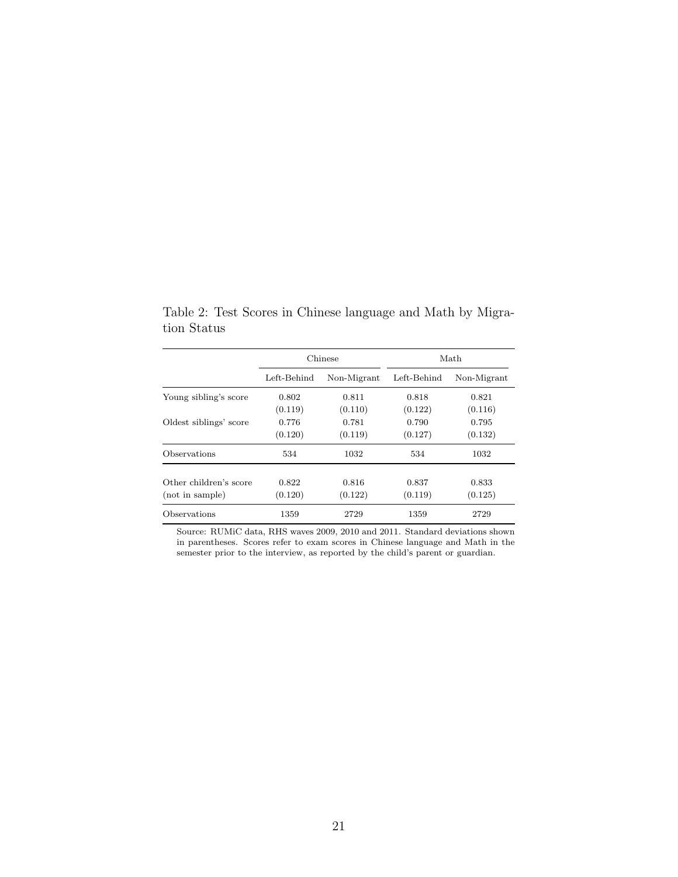Table 2: Test Scores in Chinese language and Math by Migration Status

| | Chinese | | Math | |
|---|---|---|---|---|
| | Left-Behind | Non-Migrant | Left-Behind | Non-Migrant |
| Young sibling's score | 0.802 | 0.811 | 0.818 | 0.821 |
| | (0.119) | (0.110) | (0.122) | (0.116) |
| Oldest siblings' score | 0.776 | 0.781 | 0.790 | 0.795 |
| | (0.120) | (0.119) | (0.127) | (0.132) |
| Observations | 534 | 1032 | 534 | 1032 |
| Other children's score | 0.822 | 0.816 | 0.837 | 0.833 |
| (not in sample) | (0.120) | (0.122) | (0.119) | (0.125) |
| Observations | 1359 | 2729 | 1359 | 2729 |

Source: RUMiC data, RHS waves 2009, 2010 and 2011. Standard deviations shown in parentheses. Scores refer to exam scores in Chinese language and Math in the semester prior to the interview, as reported by the child's parent or guardian.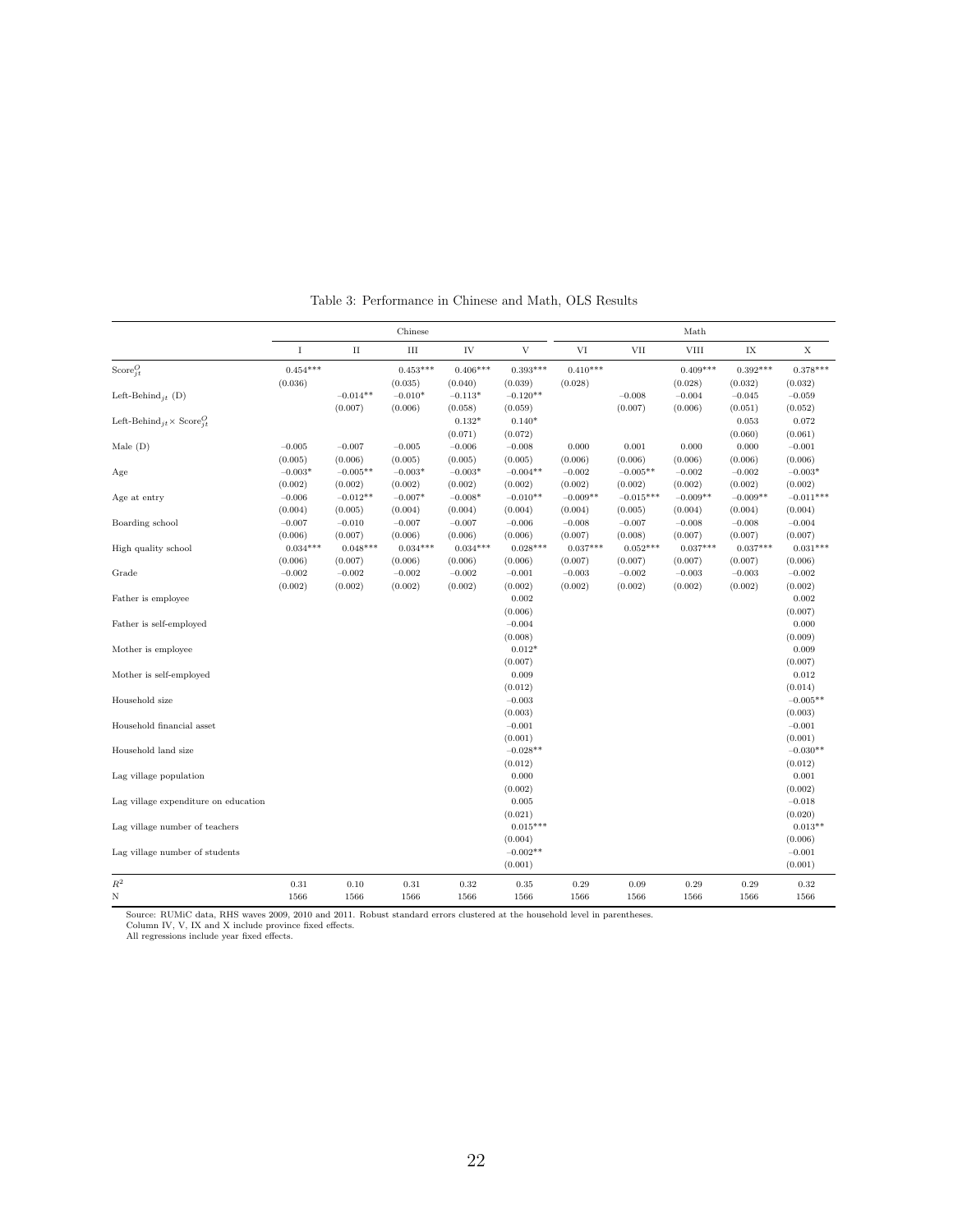Table 3: Performance in Chinese and Math, OLS Results

| | Chinese | | | | | Math | | | | |
|---|---|---|---|---|---|---|---|---|---|---|
| | I | II | III | IV | V | VI | VII | VIII | IX | X |
| $\text{Score}^O_{jt}$ | 0.454*** | | 0.453*** | 0.406*** | 0.393*** | 0.410*** | | 0.409*** | 0.392*** | 0.378*** |
| | (0.036) | | (0.035) | (0.040) | (0.039) | (0.028) | | (0.028) | (0.032) | (0.032) |
| $\text{Left-Behind}_{jt}$ (D) | | −0.014** | −0.010* | −0.113* | −0.120** | | −0.008 | −0.004 | −0.045 | −0.059 |
| | | (0.007) | (0.006) | (0.058) | (0.059) | | (0.007) | (0.006) | (0.051) | (0.052) |
| $\text{Left-Behind}_{jt} \times \text{Score}^O_{jt}$ | | | | 0.132* | 0.140* | | | | 0.053 | 0.072 |
| | | | | (0.071) | (0.072) | | | | (0.060) | (0.061) |
| Male (D) | −0.005 | −0.007 | −0.005 | −0.006 | −0.008 | 0.000 | 0.001 | 0.000 | 0.000 | −0.001 |
| | (0.005) | (0.006) | (0.005) | (0.005) | (0.005) | (0.006) | (0.006) | (0.006) | (0.006) | (0.006) |
| Age | −0.003* | −0.005** | −0.003* | −0.003* | −0.004** | −0.002 | −0.005** | −0.002 | −0.002 | −0.003* |
| | (0.002) | (0.002) | (0.002) | (0.002) | (0.002) | (0.002) | (0.002) | (0.002) | (0.002) | (0.002) |
| Age at entry | −0.006 | −0.012** | −0.007* | −0.008* | −0.010** | −0.009** | −0.015*** | −0.009** | −0.009** | −0.011*** |
| | (0.004) | (0.005) | (0.004) | (0.004) | (0.004) | (0.004) | (0.005) | (0.004) | (0.004) | (0.004) |
| Boarding school | −0.007 | −0.010 | −0.007 | −0.007 | −0.006 | −0.008 | −0.007 | −0.008 | −0.008 | −0.004 |
| | (0.006) | (0.007) | (0.006) | (0.006) | (0.006) | (0.007) | (0.008) | (0.007) | (0.007) | (0.007) |
| High quality school | 0.034*** | 0.048*** | 0.034*** | 0.034*** | 0.028*** | 0.037*** | 0.052*** | 0.037*** | 0.037*** | 0.031*** |
| | (0.006) | (0.007) | (0.006) | (0.006) | (0.006) | (0.007) | (0.007) | (0.007) | (0.007) | (0.006) |
| Grade | −0.002 | −0.002 | −0.002 | −0.002 | −0.001 | −0.003 | −0.002 | −0.003 | −0.003 | −0.002 |
| | (0.002) | (0.002) | (0.002) | (0.002) | (0.002) | (0.002) | (0.002) | (0.002) | (0.002) | (0.002) |
| Father is employee | | | | | 0.002 | | | | | 0.002 |
| | | | | | (0.006) | | | | | (0.007) |
| Father is self-employed | | | | | −0.004 | | | | | 0.000 |
| | | | | | (0.008) | | | | | (0.009) |
| Mother is employee | | | | | 0.012* | | | | | 0.009 |
| | | | | | (0.007) | | | | | (0.007) |
| Mother is self-employed | | | | | 0.009 | | | | | 0.012 |
| | | | | | (0.012) | | | | | (0.014) |
| Household size | | | | | −0.003 | | | | | −0.005** |
| | | | | | (0.003) | | | | | (0.003) |
| Household financial asset | | | | | −0.001 | | | | | −0.001 |
| | | | | | (0.001) | | | | | (0.001) |
| Household land size | | | | | −0.028** | | | | | −0.030** |
| | | | | | (0.012) | | | | | (0.012) |
| Lag village population | | | | | 0.000 | | | | | 0.001 |
| | | | | | (0.002) | | | | | (0.002) |
| Lag village expenditure on education | | | | | 0.005 | | | | | −0.018 |
| | | | | | (0.021) | | | | | (0.020) |
| Lag village number of teachers | | | | | 0.015*** | | | | | 0.013** |
| | | | | | (0.004) | | | | | (0.006) |
| Lag village number of students | | | | | −0.002** | | | | | −0.001 |
| | | | | | (0.001) | | | | | (0.001) |
| $R^2$ | 0.31 | 0.10 | 0.31 | 0.32 | 0.35 | 0.29 | 0.09 | 0.29 | 0.29 | 0.32 |
| N | 1566 | 1566 | 1566 | 1566 | 1566 | 1566 | 1566 | 1566 | 1566 | 1566 |

Source: RUMiC data, RHS waves 2009, 2010 and 2011. Robust standard errors clustered at the household level in parentheses.
Column IV, V, IX and X include province fixed effects.
All regressions include year fixed effects.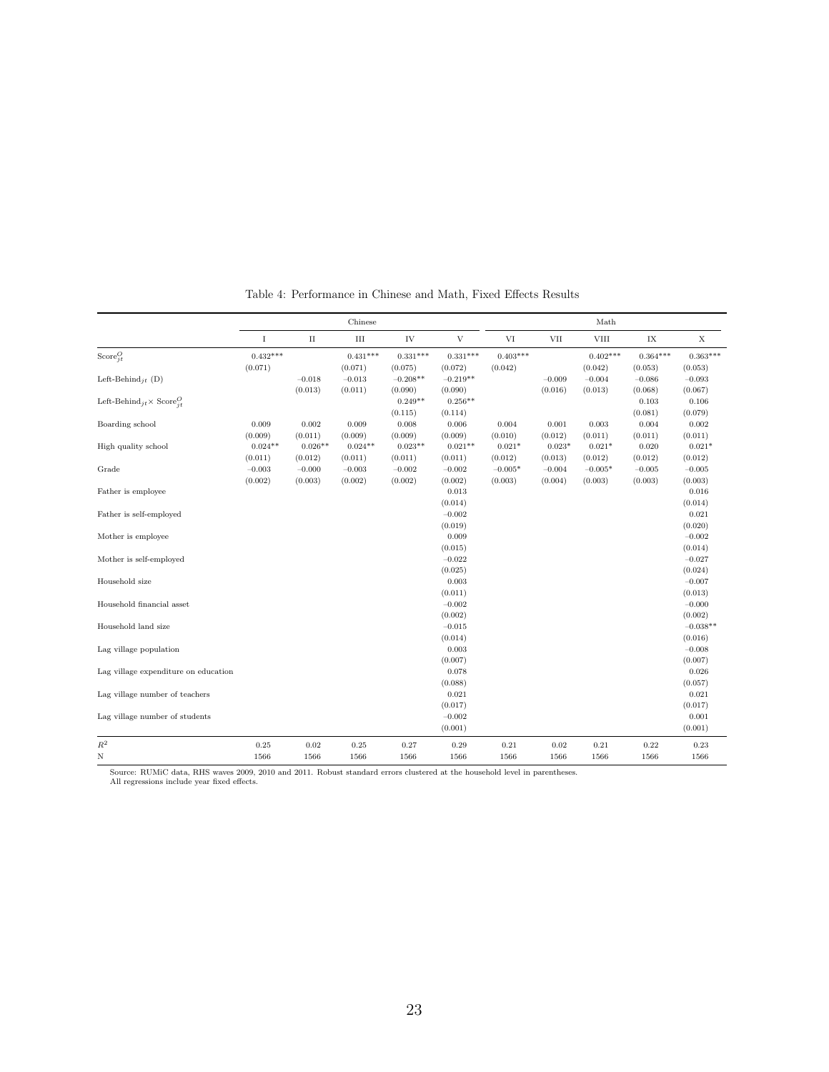Table 4: Performance in Chinese and Math, Fixed Effects Results

| | Chinese | | | | | Math | | | | |
|---|---|---|---|---|---|---|---|---|---|---|
| | I | II | III | IV | V | VI | VII | VIII | IX | X |
| $\text{Score}^O_{jt}$ | 0.432*** | | 0.431*** | 0.331*** | 0.331*** | 0.403*** | | 0.402*** | 0.364*** | 0.363*** |
| | (0.071) | | (0.071) | (0.075) | (0.072) | (0.042) | | (0.042) | (0.053) | (0.053) |
| $\text{Left-Behind}_{jt}$ (D) | | −0.018 | −0.013 | −0.208** | −0.219** | | −0.009 | −0.004 | −0.086 | −0.093 |
| | | (0.013) | (0.011) | (0.090) | (0.090) | | (0.016) | (0.013) | (0.068) | (0.067) |
| $\text{Left-Behind}_{jt} \times \text{Score}^O_{jt}$ | | | | 0.249** | 0.256** | | | | 0.103 | 0.106 |
| | | | | (0.115) | (0.114) | | | | (0.081) | (0.079) |
| Boarding school | 0.009 | 0.002 | 0.009 | 0.008 | 0.006 | 0.004 | 0.001 | 0.003 | 0.004 | 0.002 |
| | (0.009) | (0.011) | (0.009) | (0.009) | (0.009) | (0.010) | (0.012) | (0.011) | (0.011) | (0.011) |
| High quality school | 0.024** | 0.026** | 0.024** | 0.023** | 0.021** | 0.021* | 0.023* | 0.021* | 0.020 | 0.021* |
| | (0.011) | (0.012) | (0.011) | (0.011) | (0.011) | (0.012) | (0.013) | (0.012) | (0.012) | (0.012) |
| Grade | −0.003 | −0.000 | −0.003 | −0.002 | −0.002 | −0.005* | −0.004 | −0.005* | −0.005 | −0.005 |
| | (0.002) | (0.003) | (0.002) | (0.002) | (0.002) | (0.003) | (0.004) | (0.003) | (0.003) | (0.003) |
| Father is employee | | | | | 0.013 | | | | | 0.016 |
| | | | | | (0.014) | | | | | (0.014) |
| Father is self-employed | | | | | −0.002 | | | | | 0.021 |
| | | | | | (0.019) | | | | | (0.020) |
| Mother is employee | | | | | 0.009 | | | | | −0.002 |
| | | | | | (0.015) | | | | | (0.014) |
| Mother is self-employed | | | | | −0.022 | | | | | −0.027 |
| | | | | | (0.025) | | | | | (0.024) |
| Household size | | | | | 0.003 | | | | | −0.007 |
| | | | | | (0.011) | | | | | (0.013) |
| Household financial asset | | | | | −0.002 | | | | | −0.000 |
| | | | | | (0.002) | | | | | (0.002) |
| Household land size | | | | | −0.015 | | | | | −0.038** |
| | | | | | (0.014) | | | | | (0.016) |
| Lag village population | | | | | 0.003 | | | | | −0.008 |
| | | | | | (0.007) | | | | | (0.007) |
| Lag village expenditure on education | | | | | 0.078 | | | | | 0.026 |
| | | | | | (0.088) | | | | | (0.057) |
| Lag village number of teachers | | | | | 0.021 | | | | | 0.021 |
| | | | | | (0.017) | | | | | (0.017) |
| Lag village number of students | | | | | −0.002 | | | | | 0.001 |
| | | | | | (0.001) | | | | | (0.001) |
| $R^2$ | 0.25 | 0.02 | 0.25 | 0.27 | 0.29 | 0.21 | 0.02 | 0.21 | 0.22 | 0.23 |
| N | 1566 | 1566 | 1566 | 1566 | 1566 | 1566 | 1566 | 1566 | 1566 | 1566 |

Source: RUMiC data, RHS waves 2009, 2010 and 2011. Robust standard errors clustered at the household level in parentheses.
All regressions include year fixed effects.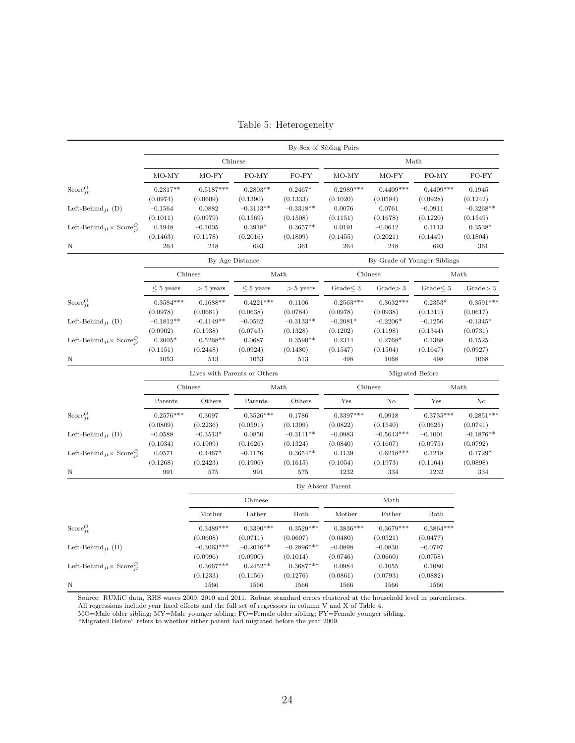Table 5: Heterogeneity

| | By Sex of Sibling Pairs | | | | | | | |
|---|---|---|---|---|---|---|---|---|
| | Chinese | | | | Math | | | |
| | MO-MY | MO-FY | FO-MY | FO-FY | MO-MY | MO-FY | FO-MY | FO-FY |
| $\text{Score}^O_{jt}$ | 0.2317** | 0.5187*** | 0.2803** | 0.2467* | 0.2989*** | 0.4409*** | 0.4409*** | 0.1945 |
| | (0.0974) | (0.0609) | (0.1390) | (0.1333) | (0.1020) | (0.0584) | (0.0928) | (0.1242) |
| $\text{Left-Behind}_{jt}$ (D) | −0.1564 | 0.0882 | −0.3113** | −0.3318** | 0.0076 | 0.0761 | −0.0911 | −0.3268** |
| | (0.1011) | (0.0979) | (0.1569) | (0.1508) | (0.1151) | (0.1678) | (0.1220) | (0.1549) |
| $\text{Left-Behind}_{jt} \times \text{Score}^O_{jt}$ | 0.1948 | −0.1005 | 0.3918* | 0.3657** | 0.0191 | −0.0642 | 0.1113 | 0.3538* |
| | (0.1463) | (0.1178) | (0.2016) | (0.1809) | (0.1455) | (0.2021) | (0.1449) | (0.1804) |
| N | 264 | 248 | 693 | 361 | 264 | 248 | 693 | 361 |

| | By Age Distance | | | | By Grade of Younger Siblings | | | |
|---|---|---|---|---|---|---|---|---|
| | Chinese | | Math | | Chinese | | Math | |
| | ≤ 5 years | > 5 years | ≤ 5 years | > 5 years | Grade≤ 3 | Grade> 3 | Grade≤ 3 | Grade> 3 |
| $\text{Score}^O_{jt}$ | 0.3584*** | 0.1688** | 0.4221*** | 0.1106 | 0.2563*** | 0.3632*** | 0.2353* | 0.3591*** |
| | (0.0978) | (0.0681) | (0.0638) | (0.0784) | (0.0978) | (0.0938) | (0.1311) | (0.0617) |
| $\text{Left-Behind}_{jt}$ (D) | −0.1812** | −0.4149** | −0.0562 | −0.3133** | −0.2081* | −0.2206* | −0.1256 | −0.1345* |
| | (0.0902) | (0.1938) | (0.0743) | (0.1328) | (0.1202) | (0.1198) | (0.1344) | (0.0731) |
| $\text{Left-Behind}_{jt} \times \text{Score}^O_{jt}$ | 0.2005* | 0.5268** | 0.0687 | 0.3590** | 0.2314 | 0.2768* | 0.1368 | 0.1525 |
| | (0.1151) | (0.2448) | (0.0924) | (0.1480) | (0.1547) | (0.1504) | (0.1647) | (0.0927) |
| N | 1053 | 513 | 1053 | 513 | 498 | 1068 | 498 | 1068 |

| | Lives with Parents or Others | | | | Migrated Before | | | |
|---|---|---|---|---|---|---|---|---|
| | Chinese | | Math | | Chinese | | Math | |
| | Parents | Others | Parents | Others | Yes | No | Yes | No |
| $\text{Score}^O_{jt}$ | 0.2576*** | 0.3097 | 0.3526*** | 0.1786 | 0.3397*** | 0.0918 | 0.3735*** | 0.2851*** |
| | (0.0809) | (0.2236) | (0.0591) | (0.1399) | (0.0822) | (0.1540) | (0.0625) | (0.0741) |
| $\text{Left-Behind}_{jt}$ (D) | −0.0588 | −0.3513* | 0.0850 | −0.3111** | −0.0983 | −0.5643*** | −0.1001 | −0.1876** |
| | (0.1034) | (0.1909) | (0.1626) | (0.1324) | (0.0840) | (0.1607) | (0.0975) | (0.0792) |
| $\text{Left-Behind}_{jt} \times \text{Score}^O_{jt}$ | 0.0571 | 0.4467* | −0.1176 | 0.3654** | 0.1139 | 0.6218*** | 0.1218 | 0.1729* |
| | (0.1268) | (0.2423) | (0.1906) | (0.1615) | (0.1054) | (0.1973) | (0.1164) | (0.0898) |
| N | 991 | 575 | 991 | 575 | 1232 | 334 | 1232 | 334 |

| | By Absent Parent | | | | | |
|---|---|---|---|---|---|---|
| | Chinese | | | Math | | |
| | Mother | Father | Both | Mother | Father | Both |
| $\text{Score}^O_{jt}$ | 0.3489*** | 0.3390*** | 0.3529*** | 0.3836*** | 0.3679*** | 0.3864*** |
| | (0.0608) | (0.0711) | (0.0607) | (0.0480) | (0.0521) | (0.0477) |
| $\text{Left-Behind}_{jt}$ (D) | −0.3063*** | −0.2016** | −0.2896*** | −0.0898 | −0.0830 | −0.0797 |
| | (0.0996) | (0.0900) | (0.1014) | (0.0746) | (0.0660) | (0.0758) |
| $\text{Left-Behind}_{jt} \times \text{Score}^O_{jt}$ | 0.3667*** | 0.2452** | 0.3687*** | 0.0984 | 0.1055 | 0.1080 |
| | (0.1233) | (0.1156) | (0.1276) | (0.0861) | (0.0793) | (0.0882) |
| N | 1566 | 1566 | 1566 | 1566 | 1566 | 1566 |

Source: RUMiC data, RHS waves 2009, 2010 and 2011. Robust standard errors clustered at the household level in parentheses.
All regressions include year fixed effects and the full set of regressors in column V and X of Table 4.
MO=Male older sibling; MY=Male younger sibling; FO=Female older sibling; FY=Female younger sibling.
"Migrated Before" refers to whether either parent had migrated before the year 2009.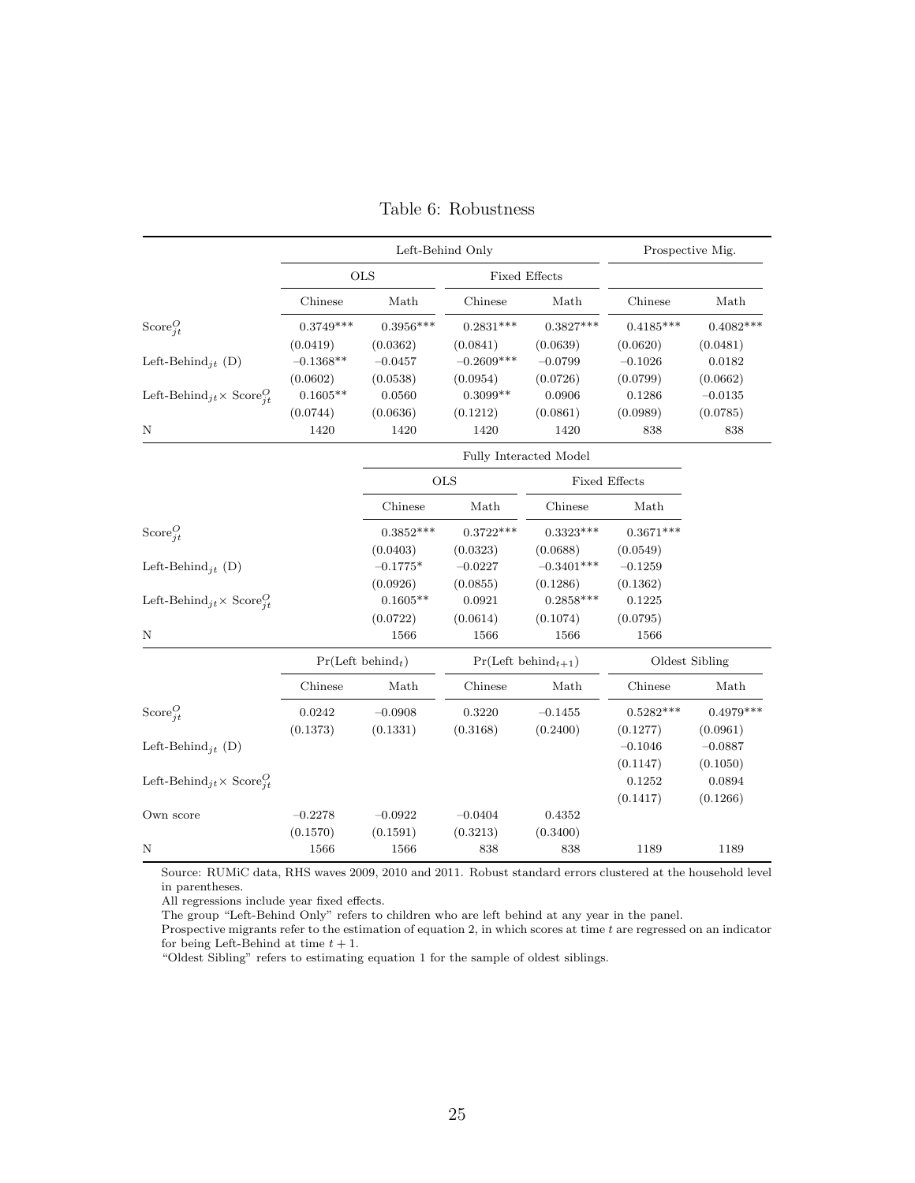Table 6: Robustness

| | Left-Behind Only | | | | Prospective Mig. | |
|---|---|---|---|---|---|---|
| | OLS | | Fixed Effects | | | |
| | Chinese | Math | Chinese | Math | Chinese | Math |
| $\text{Score}^O_{jt}$ | 0.3749*** | 0.3956*** | 0.2831*** | 0.3827*** | 0.4185*** | 0.4082*** |
| | (0.0419) | (0.0362) | (0.0841) | (0.0639) | (0.0620) | (0.0481) |
| $\text{Left-Behind}_{jt}$ (D) | −0.1368** | −0.0457 | −0.2609*** | −0.0799 | −0.1026 | 0.0182 |
| | (0.0602) | (0.0538) | (0.0954) | (0.0726) | (0.0799) | (0.0662) |
| $\text{Left-Behind}_{jt} \times \text{Score}^O_{jt}$ | 0.1605** | 0.0560 | 0.3099** | 0.0906 | 0.1286 | −0.0135 |
| | (0.0744) | (0.0636) | (0.1212) | (0.0861) | (0.0989) | (0.0785) |
| N | 1420 | 1420 | 1420 | 1420 | 838 | 838 |

| | Fully Interacted Model | | | |
|---|---|---|---|---|
| | OLS | | Fixed Effects | |
| | Chinese | Math | Chinese | Math |
| $\text{Score}^O_{jt}$ | 0.3852*** | 0.3722*** | 0.3323*** | 0.3671*** |
| | (0.0403) | (0.0323) | (0.0688) | (0.0549) |
| $\text{Left-Behind}_{jt}$ (D) | −0.1775* | −0.0227 | −0.3401*** | −0.1259 |
| | (0.0926) | (0.0855) | (0.1286) | (0.1362) |
| $\text{Left-Behind}_{jt} \times \text{Score}^O_{jt}$ | 0.1605** | 0.0921 | 0.2858*** | 0.1225 |
| | (0.0722) | (0.0614) | (0.1074) | (0.0795) |
| N | 1566 | 1566 | 1566 | 1566 |

| | $\Pr(\text{Left behind}_t)$ | | $\Pr(\text{Left behind}_{t+1})$ | | Oldest Sibling | |
|---|---|---|---|---|---|---|
| | Chinese | Math | Chinese | Math | Chinese | Math |
| $\text{Score}^O_{jt}$ | 0.0242 | −0.0908 | 0.3220 | −0.1455 | 0.5282*** | 0.4979*** |
| | (0.1373) | (0.1331) | (0.3168) | (0.2400) | (0.1277) | (0.0961) |
| $\text{Left-Behind}_{jt}$ (D) | | | | | −0.1046 | −0.0887 |
| | | | | | (0.1147) | (0.1050) |
| $\text{Left-Behind}_{jt} \times \text{Score}^O_{jt}$ | | | | | 0.1252 | 0.0894 |
| | | | | | (0.1417) | (0.1266) |
| Own score | −0.2278 | −0.0922 | −0.0404 | 0.4352 | | |
| | (0.1570) | (0.1591) | (0.3213) | (0.3400) | | |
| N | 1566 | 1566 | 838 | 838 | 1189 | 1189 |

Source: RUMiC data, RHS waves 2009, 2010 and 2011. Robust standard errors clustered at the household level in parentheses.
All regressions include year fixed effects.
The group "Left-Behind Only" refers to children who are left behind at any year in the panel.
Prospective migrants refer to the estimation of equation 2, in which scores at time $t$ are regressed on an indicator for being Left-Behind at time $t + 1$.
"Oldest Sibling" refers to estimating equation 1 for the sample of oldest siblings.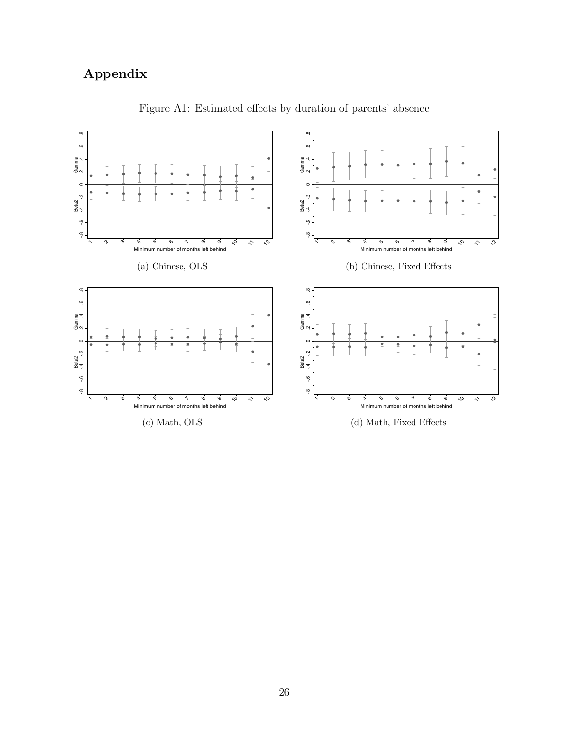# Appendix

Figure A1: Estimated effects by duration of parents' absence

(a) Chinese, OLS

(b) Chinese, Fixed Effects

(c) Math, OLS

(d) Math, Fixed Effects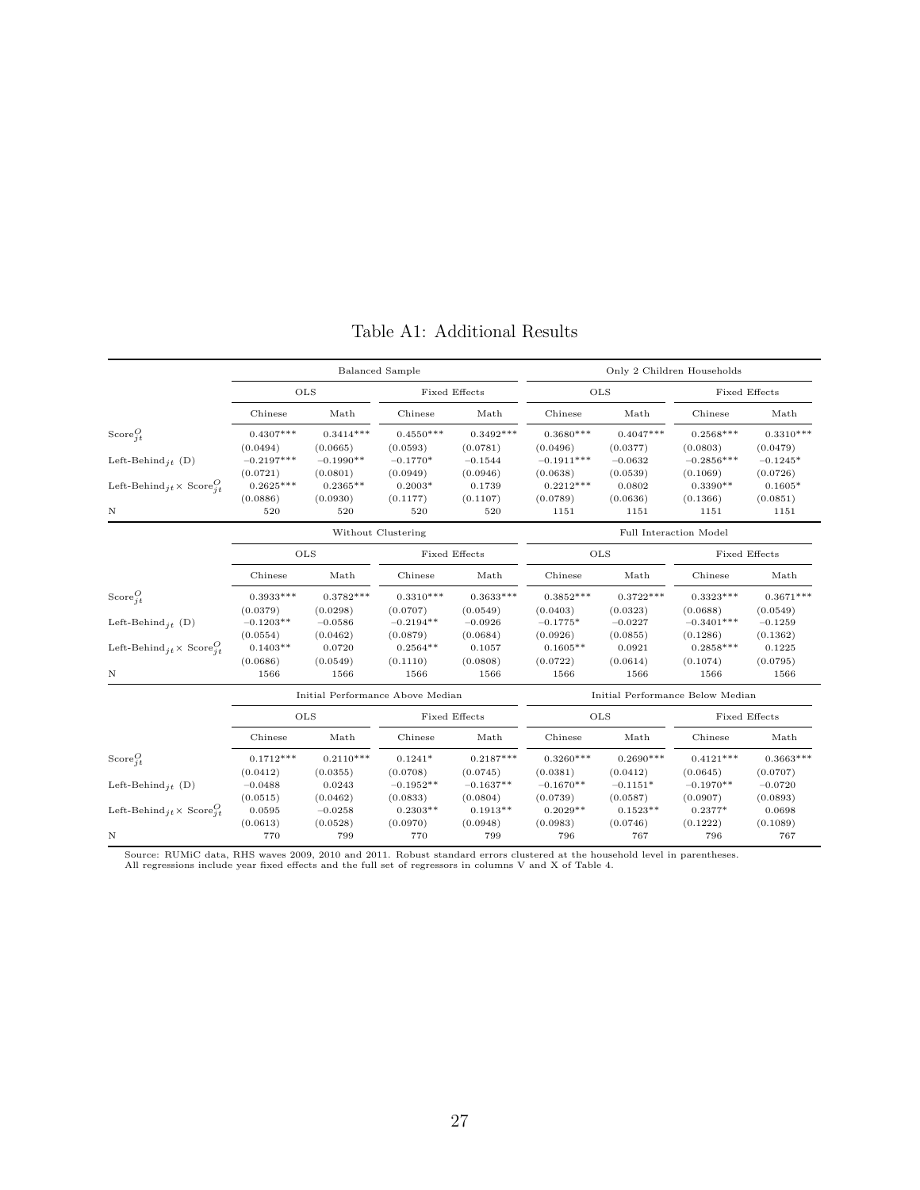# Table A1: Additional Results

| | Balanced Sample | | | | Only 2 Children Households | | | |
|---|---|---|---|---|---|---|---|---|
| | OLS | | Fixed Effects | | OLS | | Fixed Effects | |
| | Chinese | Math | Chinese | Math | Chinese | Math | Chinese | Math |
| $\text{Score}^O_{jt}$ | 0.4307*** | 0.3414*** | 0.4550*** | 0.3492*** | 0.3680*** | 0.4047*** | 0.2568*** | 0.3310*** |
| | (0.0494) | (0.0665) | (0.0593) | (0.0781) | (0.0496) | (0.0377) | (0.0803) | (0.0479) |
| $\text{Left-Behind}_{jt}$ (D) | −0.2197*** | −0.1990** | −0.1770* | −0.1544 | −0.1911*** | −0.0632 | −0.2856*** | −0.1245* |
| | (0.0721) | (0.0801) | (0.0949) | (0.0946) | (0.0638) | (0.0539) | (0.1069) | (0.0726) |
| $\text{Left-Behind}_{jt} \times \text{Score}^O_{jt}$ | 0.2625*** | 0.2365** | 0.2003* | 0.1739 | 0.2212*** | 0.0802 | 0.3390** | 0.1605* |
| | (0.0886) | (0.0930) | (0.1177) | (0.1107) | (0.0789) | (0.0636) | (0.1366) | (0.0851) |
| N | 520 | 520 | 520 | 520 | 1151 | 1151 | 1151 | 1151 |
| | **Without Clustering** | | | | **Full Interaction Model** | | | |
| | OLS | | Fixed Effects | | OLS | | Fixed Effects | |
| | Chinese | Math | Chinese | Math | Chinese | Math | Chinese | Math |
| $\text{Score}^O_{jt}$ | 0.3933*** | 0.3782*** | 0.3310*** | 0.3633*** | 0.3852*** | 0.3722*** | 0.3323*** | 0.3671*** |
| | (0.0379) | (0.0298) | (0.0707) | (0.0549) | (0.0403) | (0.0323) | (0.0688) | (0.0549) |
| $\text{Left-Behind}_{jt}$ (D) | −0.1203** | −0.0586 | −0.2194** | −0.0926 | −0.1775* | −0.0227 | −0.3401*** | −0.1259 |
| | (0.0554) | (0.0462) | (0.0879) | (0.0684) | (0.0926) | (0.0855) | (0.1286) | (0.1362) |
| $\text{Left-Behind}_{jt} \times \text{Score}^O_{jt}$ | 0.1403** | 0.0720 | 0.2564** | 0.1057 | 0.1605** | 0.0921 | 0.2858*** | 0.1225 |
| | (0.0686) | (0.0549) | (0.1110) | (0.0808) | (0.0722) | (0.0614) | (0.1074) | (0.0795) |
| N | 1566 | 1566 | 1566 | 1566 | 1566 | 1566 | 1566 | 1566 |
| | **Initial Performance Above Median** | | | | **Initial Performance Below Median** | | | |
| | OLS | | Fixed Effects | | OLS | | Fixed Effects | |
| | Chinese | Math | Chinese | Math | Chinese | Math | Chinese | Math |
| $\text{Score}^O_{jt}$ | 0.1712*** | 0.2110*** | 0.1241* | 0.2187*** | 0.3260*** | 0.2690*** | 0.4121*** | 0.3663*** |
| | (0.0412) | (0.0355) | (0.0708) | (0.0745) | (0.0381) | (0.0412) | (0.0645) | (0.0707) |
| $\text{Left-Behind}_{jt}$ (D) | −0.0488 | 0.0243 | −0.1952** | −0.1637** | −0.1670** | −0.1151* | −0.1970** | −0.0720 |
| | (0.0515) | (0.0462) | (0.0833) | (0.0804) | (0.0739) | (0.0587) | (0.0907) | (0.0893) |
| $\text{Left-Behind}_{jt} \times \text{Score}^O_{jt}$ | 0.0595 | −0.0258 | 0.2303** | 0.1913** | 0.2029** | 0.1523** | 0.2377* | 0.0698 |
| | (0.0613) | (0.0528) | (0.0970) | (0.0948) | (0.0983) | (0.0746) | (0.1222) | (0.1089) |
| N | 770 | 799 | 770 | 799 | 796 | 767 | 796 | 767 |

Source: RUMiC data, RHS waves 2009, 2010 and 2011. Robust standard errors clustered at the household level in parentheses.
All regressions include year fixed effects and the full set of regressors in columns V and X of Table 4.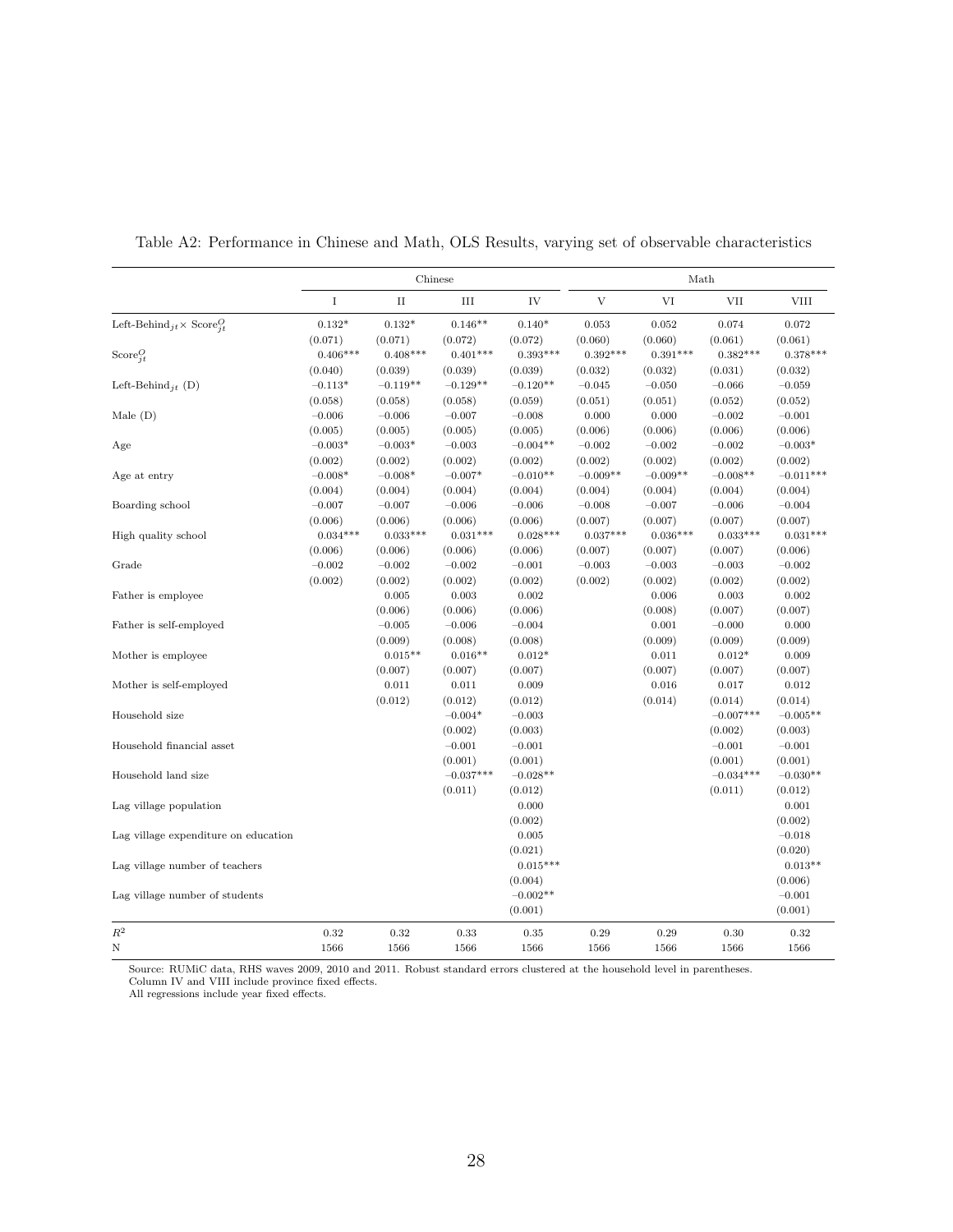Table A2: Performance in Chinese and Math, OLS Results, varying set of observable characteristics

| | Chinese | | | | Math | | | |
|---|---|---|---|---|---|---|---|---|
| | I | II | III | IV | V | VI | VII | VIII |
| Left-Behind$_{jt}\times$ Score$^O_{jt}$ | 0.132* | 0.132* | 0.146** | 0.140* | 0.053 | 0.052 | 0.074 | 0.072 |
| | (0.071) | (0.071) | (0.072) | (0.072) | (0.060) | (0.060) | (0.061) | (0.061) |
| Score$^O_{jt}$ | 0.406*** | 0.408*** | 0.401*** | 0.393*** | 0.392*** | 0.391*** | 0.382*** | 0.378*** |
| | (0.040) | (0.039) | (0.039) | (0.039) | (0.032) | (0.032) | (0.031) | (0.032) |
| Left-Behind$_{jt}$ (D) | −0.113* | −0.119** | −0.129** | −0.120** | −0.045 | −0.050 | −0.066 | −0.059 |
| | (0.058) | (0.058) | (0.058) | (0.059) | (0.051) | (0.051) | (0.052) | (0.052) |
| Male (D) | −0.006 | −0.006 | −0.007 | −0.008 | 0.000 | 0.000 | −0.002 | −0.001 |
| | (0.005) | (0.005) | (0.005) | (0.005) | (0.006) | (0.006) | (0.006) | (0.006) |
| Age | −0.003* | −0.003* | −0.003 | −0.004** | −0.002 | −0.002 | −0.002 | −0.003* |
| | (0.002) | (0.002) | (0.002) | (0.002) | (0.002) | (0.002) | (0.002) | (0.002) |
| Age at entry | −0.008* | −0.008* | −0.007* | −0.010** | −0.009** | −0.009** | −0.008** | −0.011*** |
| | (0.004) | (0.004) | (0.004) | (0.004) | (0.004) | (0.004) | (0.004) | (0.004) |
| Boarding school | −0.007 | −0.007 | −0.006 | −0.006 | −0.008 | −0.007 | −0.006 | −0.004 |
| | (0.006) | (0.006) | (0.006) | (0.006) | (0.007) | (0.007) | (0.007) | (0.007) |
| High quality school | 0.034*** | 0.033*** | 0.031*** | 0.028*** | 0.037*** | 0.036*** | 0.033*** | 0.031*** |
| | (0.006) | (0.006) | (0.006) | (0.006) | (0.007) | (0.007) | (0.007) | (0.006) |
| Grade | −0.002 | −0.002 | −0.002 | −0.001 | −0.003 | −0.003 | −0.003 | −0.002 |
| | (0.002) | (0.002) | (0.002) | (0.002) | (0.002) | (0.002) | (0.002) | (0.002) |
| Father is employee | | 0.005 | 0.003 | 0.002 | | 0.006 | 0.003 | 0.002 |
| | | (0.006) | (0.006) | (0.006) | | (0.008) | (0.007) | (0.007) |
| Father is self-employed | | −0.005 | −0.006 | −0.004 | | 0.001 | −0.000 | 0.000 |
| | | (0.009) | (0.008) | (0.008) | | (0.009) | (0.009) | (0.009) |
| Mother is employee | | 0.015** | 0.016** | 0.012* | | 0.011 | 0.012* | 0.009 |
| | | (0.007) | (0.007) | (0.007) | | (0.007) | (0.007) | (0.007) |
| Mother is self-employed | | 0.011 | 0.011 | 0.009 | | 0.016 | 0.017 | 0.012 |
| | | (0.012) | (0.012) | (0.012) | | (0.014) | (0.014) | (0.014) |
| Household size | | | −0.004* | −0.003 | | | −0.007*** | −0.005** |
| | | | (0.002) | (0.003) | | | (0.002) | (0.003) |
| Household financial asset | | | −0.001 | −0.001 | | | −0.001 | −0.001 |
| | | | (0.001) | (0.001) | | | (0.001) | (0.001) |
| Household land size | | | −0.037*** | −0.028** | | | −0.034*** | −0.030** |
| | | | (0.011) | (0.012) | | | (0.011) | (0.012) |
| Lag village population | | | | 0.000 | | | | 0.001 |
| | | | | (0.002) | | | | (0.002) |
| Lag village expenditure on education | | | | 0.005 | | | | −0.018 |
| | | | | (0.021) | | | | (0.020) |
| Lag village number of teachers | | | | 0.015*** | | | | 0.013** |
| | | | | (0.004) | | | | (0.006) |
| Lag village number of students | | | | −0.002** | | | | −0.001 |
| | | | | (0.001) | | | | (0.001) |
| $R^2$ | 0.32 | 0.32 | 0.33 | 0.35 | 0.29 | 0.29 | 0.30 | 0.32 |
| N | 1566 | 1566 | 1566 | 1566 | 1566 | 1566 | 1566 | 1566 |

Source: RUMiC data, RHS waves 2009, 2010 and 2011. Robust standard errors clustered at the household level in parentheses.
Column IV and VIII include province fixed effects.
All regressions include year fixed effects.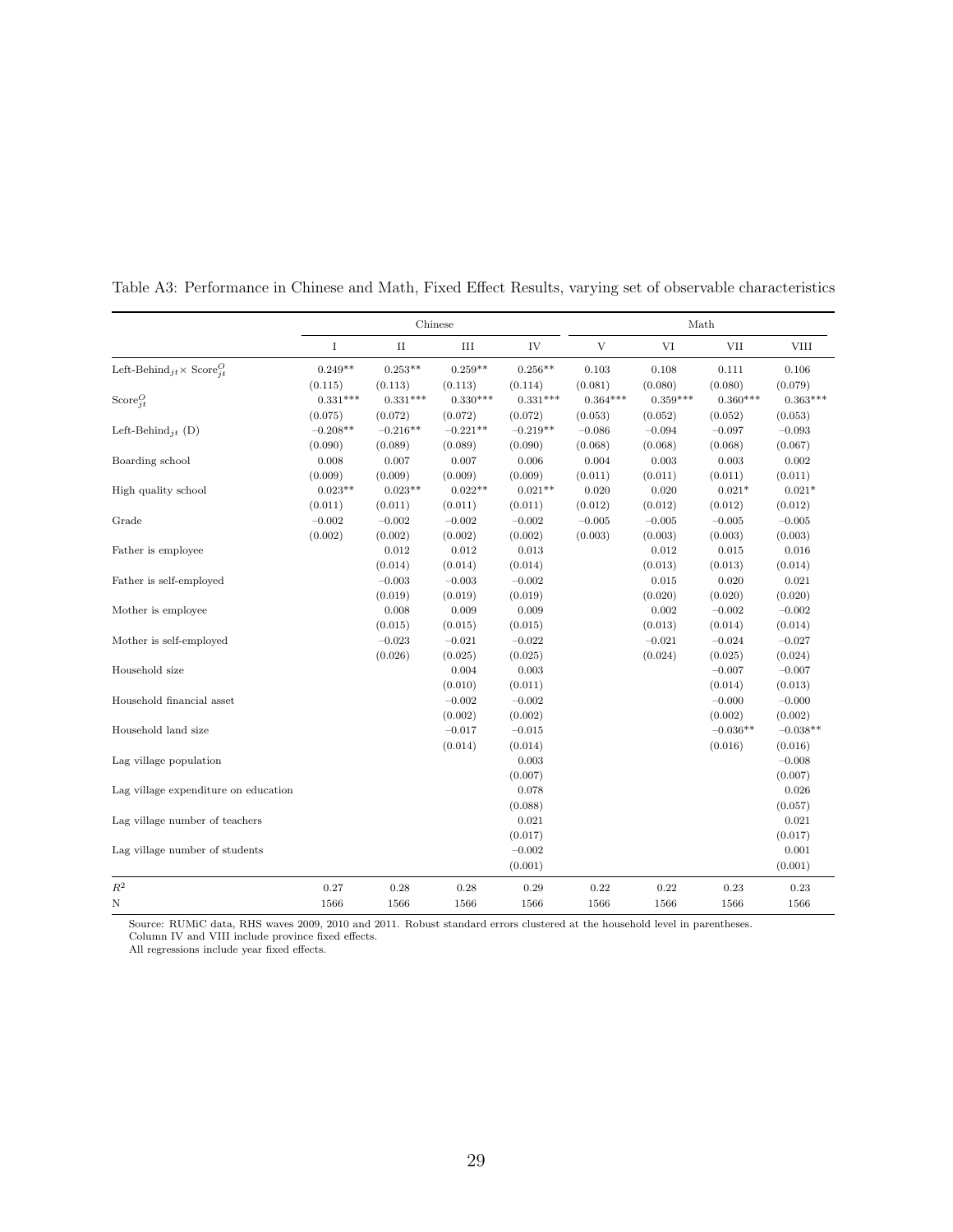Table A3: Performance in Chinese and Math, Fixed Effect Results, varying set of observable characteristics

| | Chinese | | | | Math | | | |
|---|---|---|---|---|---|---|---|---|
| | I | II | III | IV | V | VI | VII | VIII |
| Left-Behind$_{jt}$× Score$^O_{jt}$ | 0.249** | 0.253** | 0.259** | 0.256** | 0.103 | 0.108 | 0.111 | 0.106 |
| | (0.115) | (0.113) | (0.113) | (0.114) | (0.081) | (0.080) | (0.080) | (0.079) |
| Score$^O_{jt}$ | 0.331*** | 0.331*** | 0.330*** | 0.331*** | 0.364*** | 0.359*** | 0.360*** | 0.363*** |
| | (0.075) | (0.072) | (0.072) | (0.072) | (0.053) | (0.052) | (0.052) | (0.053) |
| Left-Behind$_{jt}$ (D) | −0.208** | −0.216** | −0.221** | −0.219** | −0.086 | −0.094 | −0.097 | −0.093 |
| | (0.090) | (0.089) | (0.089) | (0.090) | (0.068) | (0.068) | (0.068) | (0.067) |
| Boarding school | 0.008 | 0.007 | 0.007 | 0.006 | 0.004 | 0.003 | 0.003 | 0.002 |
| | (0.009) | (0.009) | (0.009) | (0.009) | (0.011) | (0.011) | (0.011) | (0.011) |
| High quality school | 0.023** | 0.023** | 0.022** | 0.021** | 0.020 | 0.020 | 0.021* | 0.021* |
| | (0.011) | (0.011) | (0.011) | (0.011) | (0.012) | (0.012) | (0.012) | (0.012) |
| Grade | −0.002 | −0.002 | −0.002 | −0.002 | −0.005 | −0.005 | −0.005 | −0.005 |
| | (0.002) | (0.002) | (0.002) | (0.002) | (0.003) | (0.003) | (0.003) | (0.003) |
| Father is employee | | 0.012 | 0.012 | 0.013 | | 0.012 | 0.015 | 0.016 |
| | | (0.014) | (0.014) | (0.014) | | (0.013) | (0.013) | (0.014) |
| Father is self-employed | | −0.003 | −0.003 | −0.002 | | 0.015 | 0.020 | 0.021 |
| | | (0.019) | (0.019) | (0.019) | | (0.020) | (0.020) | (0.020) |
| Mother is employee | | 0.008 | 0.009 | 0.009 | | 0.002 | −0.002 | −0.002 |
| | | (0.015) | (0.015) | (0.015) | | (0.013) | (0.014) | (0.014) |
| Mother is self-employed | | −0.023 | −0.021 | −0.022 | | −0.021 | −0.024 | −0.027 |
| | | (0.026) | (0.025) | (0.025) | | (0.024) | (0.025) | (0.024) |
| Household size | | | 0.004 | 0.003 | | | −0.007 | −0.007 |
| | | | (0.010) | (0.011) | | | (0.014) | (0.013) |
| Household financial asset | | | −0.002 | −0.002 | | | −0.000 | −0.000 |
| | | | (0.002) | (0.002) | | | (0.002) | (0.002) |
| Household land size | | | −0.017 | −0.015 | | | −0.036** | −0.038** |
| | | | (0.014) | (0.014) | | | (0.016) | (0.016) |
| Lag village population | | | | 0.003 | | | | −0.008 |
| | | | | (0.007) | | | | (0.007) |
| Lag village expenditure on education | | | | 0.078 | | | | 0.026 |
| | | | | (0.088) | | | | (0.057) |
| Lag village number of teachers | | | | 0.021 | | | | 0.021 |
| | | | | (0.017) | | | | (0.017) |
| Lag village number of students | | | | −0.002 | | | | 0.001 |
| | | | | (0.001) | | | | (0.001) |
| $R^2$ | 0.27 | 0.28 | 0.28 | 0.29 | 0.22 | 0.22 | 0.23 | 0.23 |
| N | 1566 | 1566 | 1566 | 1566 | 1566 | 1566 | 1566 | 1566 |

Source: RUMiC data, RHS waves 2009, 2010 and 2011. Robust standard errors clustered at the household level in parentheses.
Column IV and VIII include province fixed effects.
All regressions include year fixed effects.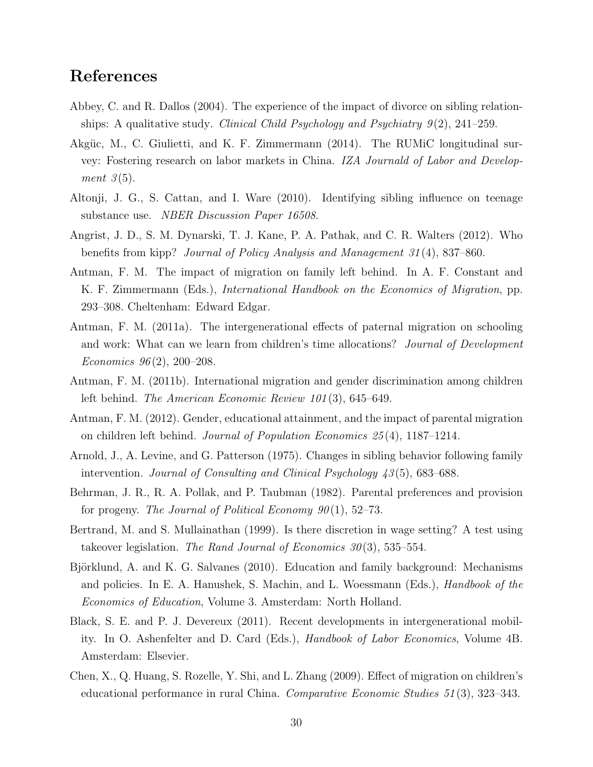## References

Abbey, C. and R. Dallos (2004). The experience of the impact of divorce on sibling relationships: A qualitative study. *Clinical Child Psychology and Psychiatry 9*(2), 241–259.

Akgüc, M., C. Giulietti, and K. F. Zimmermann (2014). The RUMiC longitudinal survey: Fostering research on labor markets in China. *IZA Journald of Labor and Development 3*(5).

Altonji, J. G., S. Cattan, and I. Ware (2010). Identifying sibling influence on teenage substance use. *NBER Discussion Paper 16508*.

Angrist, J. D., S. M. Dynarski, T. J. Kane, P. A. Pathak, and C. R. Walters (2012). Who benefits from kipp? *Journal of Policy Analysis and Management 31*(4), 837–860.

Antman, F. M. The impact of migration on family left behind. In A. F. Constant and K. F. Zimmermann (Eds.), *International Handbook on the Economics of Migration*, pp. 293–308. Cheltenham: Edward Edgar.

Antman, F. M. (2011a). The intergenerational effects of paternal migration on schooling and work: What can we learn from children's time allocations? *Journal of Development Economics 96*(2), 200–208.

Antman, F. M. (2011b). International migration and gender discrimination among children left behind. *The American Economic Review 101*(3), 645–649.

Antman, F. M. (2012). Gender, educational attainment, and the impact of parental migration on children left behind. *Journal of Population Economics 25*(4), 1187–1214.

Arnold, J., A. Levine, and G. Patterson (1975). Changes in sibling behavior following family intervention. *Journal of Consulting and Clinical Psychology 43*(5), 683–688.

Behrman, J. R., R. A. Pollak, and P. Taubman (1982). Parental preferences and provision for progeny. *The Journal of Political Economy 90*(1), 52–73.

Bertrand, M. and S. Mullainathan (1999). Is there discretion in wage setting? A test using takeover legislation. *The Rand Journal of Economics 30*(3), 535–554.

Björklund, A. and K. G. Salvanes (2010). Education and family background: Mechanisms and policies. In E. A. Hanushek, S. Machin, and L. Woessmann (Eds.), *Handbook of the Economics of Education*, Volume 3. Amsterdam: North Holland.

Black, S. E. and P. J. Devereux (2011). Recent developments in intergenerational mobility. In O. Ashenfelter and D. Card (Eds.), *Handbook of Labor Economics*, Volume 4B. Amsterdam: Elsevier.

Chen, X., Q. Huang, S. Rozelle, Y. Shi, and L. Zhang (2009). Effect of migration on children's educational performance in rural China. *Comparative Economic Studies 51*(3), 323–343.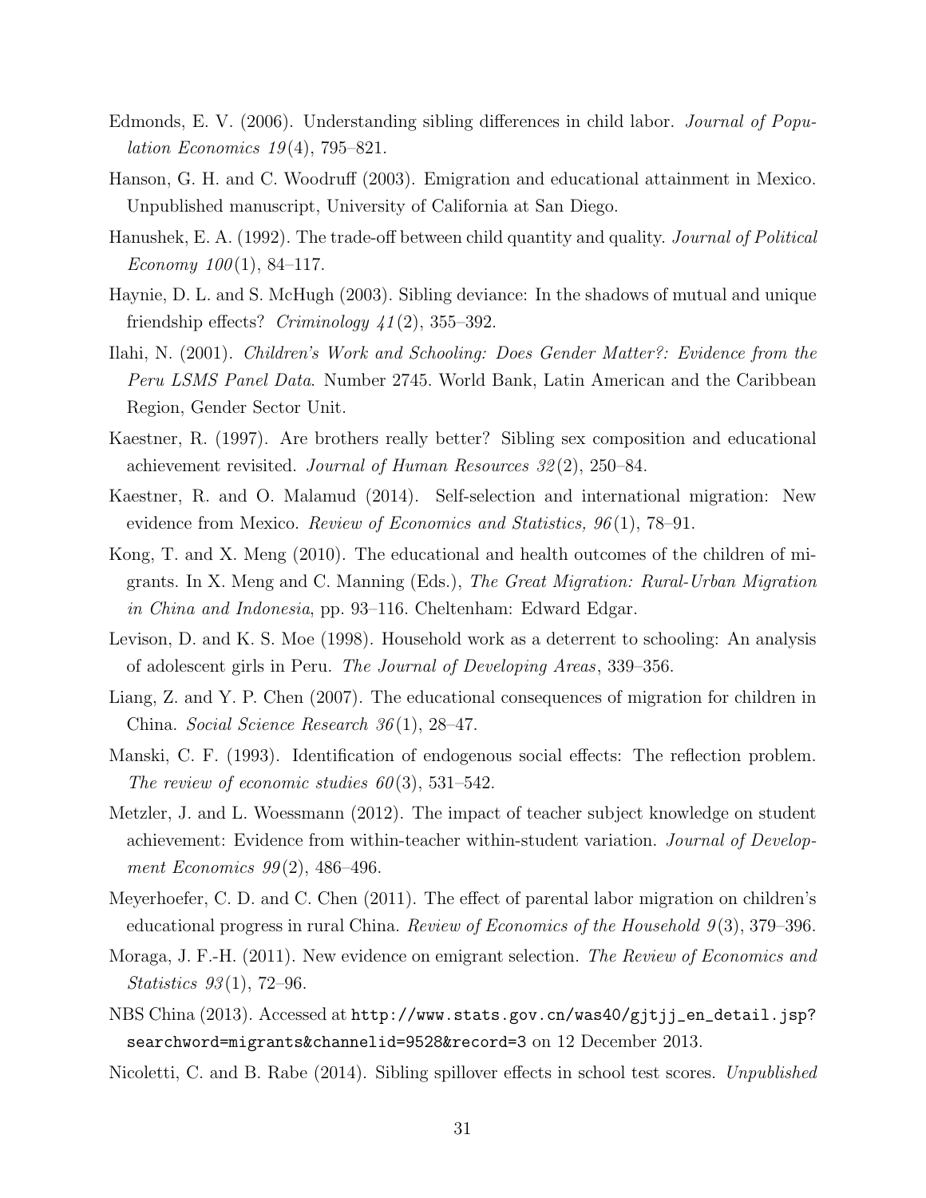Edmonds, E. V. (2006). Understanding sibling differences in child labor. *Journal of Population Economics 19*(4), 795–821.

Hanson, G. H. and C. Woodruff (2003). Emigration and educational attainment in Mexico. Unpublished manuscript, University of California at San Diego.

Hanushek, E. A. (1992). The trade-off between child quantity and quality. *Journal of Political Economy 100*(1), 84–117.

Haynie, D. L. and S. McHugh (2003). Sibling deviance: In the shadows of mutual and unique friendship effects? *Criminology 41*(2), 355–392.

Ilahi, N. (2001). *Children's Work and Schooling: Does Gender Matter?: Evidence from the Peru LSMS Panel Data*. Number 2745. World Bank, Latin American and the Caribbean Region, Gender Sector Unit.

Kaestner, R. (1997). Are brothers really better? Sibling sex composition and educational achievement revisited. *Journal of Human Resources 32*(2), 250–84.

Kaestner, R. and O. Malamud (2014). Self-selection and international migration: New evidence from Mexico. *Review of Economics and Statistics, 96*(1), 78–91.

Kong, T. and X. Meng (2010). The educational and health outcomes of the children of migrants. In X. Meng and C. Manning (Eds.), *The Great Migration: Rural-Urban Migration in China and Indonesia*, pp. 93–116. Cheltenham: Edward Edgar.

Levison, D. and K. S. Moe (1998). Household work as a deterrent to schooling: An analysis of adolescent girls in Peru. *The Journal of Developing Areas*, 339–356.

Liang, Z. and Y. P. Chen (2007). The educational consequences of migration for children in China. *Social Science Research 36*(1), 28–47.

Manski, C. F. (1993). Identification of endogenous social effects: The reflection problem. *The review of economic studies 60*(3), 531–542.

Metzler, J. and L. Woessmann (2012). The impact of teacher subject knowledge on student achievement: Evidence from within-teacher within-student variation. *Journal of Development Economics 99*(2), 486–496.

Meyerhoefer, C. D. and C. Chen (2011). The effect of parental labor migration on children's educational progress in rural China. *Review of Economics of the Household 9*(3), 379–396.

Moraga, J. F.-H. (2011). New evidence on emigrant selection. *The Review of Economics and Statistics 93*(1), 72–96.

NBS China (2013). Accessed at `http://www.stats.gov.cn/was40/gjtjj_en_detail.jsp?searchword=migrants&channelid=9528&record=3` on 12 December 2013.

Nicoletti, C. and B. Rabe (2014). Sibling spillover effects in school test scores. *Unpublished*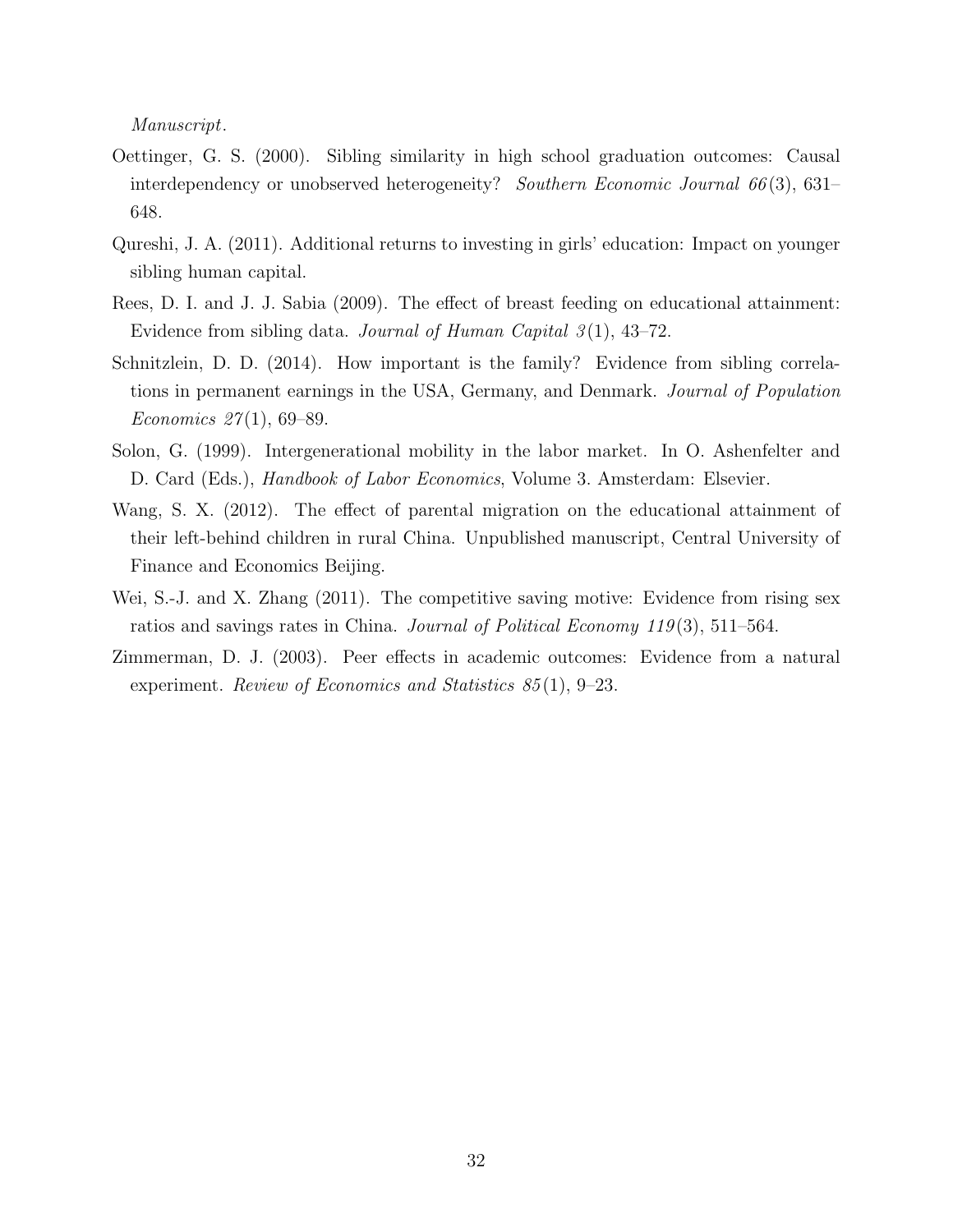*Manuscript*.

Oettinger, G. S. (2000). Sibling similarity in high school graduation outcomes: Causal interdependency or unobserved heterogeneity? *Southern Economic Journal 66*(3), 631–648.

Qureshi, J. A. (2011). Additional returns to investing in girls' education: Impact on younger sibling human capital.

Rees, D. I. and J. J. Sabia (2009). The effect of breast feeding on educational attainment: Evidence from sibling data. *Journal of Human Capital 3*(1), 43–72.

Schnitzlein, D. D. (2014). How important is the family? Evidence from sibling correlations in permanent earnings in the USA, Germany, and Denmark. *Journal of Population Economics 27*(1), 69–89.

Solon, G. (1999). Intergenerational mobility in the labor market. In O. Ashenfelter and D. Card (Eds.), *Handbook of Labor Economics*, Volume 3. Amsterdam: Elsevier.

Wang, S. X. (2012). The effect of parental migration on the educational attainment of their left-behind children in rural China. Unpublished manuscript, Central University of Finance and Economics Beijing.

Wei, S.-J. and X. Zhang (2011). The competitive saving motive: Evidence from rising sex ratios and savings rates in China. *Journal of Political Economy 119*(3), 511–564.

Zimmerman, D. J. (2003). Peer effects in academic outcomes: Evidence from a natural experiment. *Review of Economics and Statistics 85*(1), 9–23.